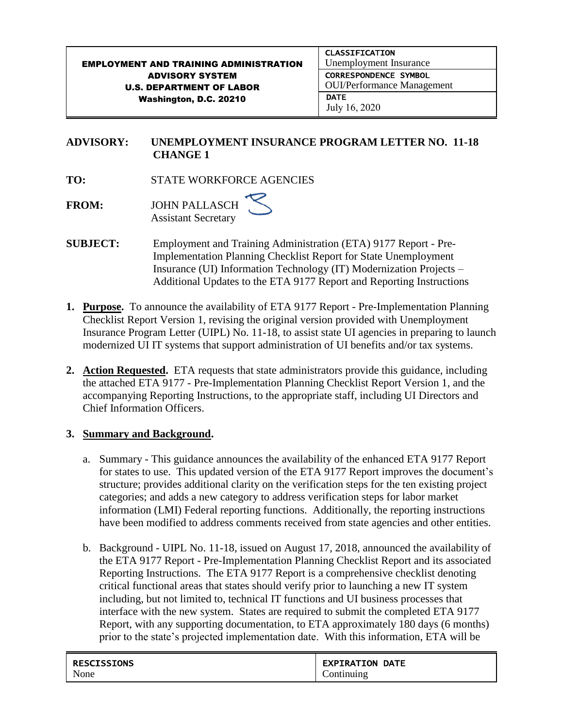| EMPLOYMENT AND TRAINING ADMINISTRATION ADVISORY SYSTEM U.S. DEPARTMENT OF LABOR Washington, D.C. 20210 | CLASSIFICATION Unemployment Insurance |
|---|---|
| | CORRESPONDENCE SYMBOL OUI/Performance Management |
| | DATE July 16, 2020 |

**ADVISORY:** UNEMPLOYMENT INSURANCE PROGRAM LETTER NO. 11-18 CHANGE 1

**TO:** STATE WORKFORCE AGENCIES

**FROM:** JOHN PALLASCH
Assistant Secretary

**SUBJECT:** Employment and Training Administration (ETA) 9177 Report - Pre-Implementation Planning Checklist Report for State Unemployment Insurance (UI) Information Technology (IT) Modernization Projects – Additional Updates to the ETA 9177 Report and Reporting Instructions

1. **Purpose.** To announce the availability of ETA 9177 Report - Pre-Implementation Planning Checklist Report Version 1, revising the original version provided with Unemployment Insurance Program Letter (UIPL) No. 11-18, to assist state UI agencies in preparing to launch modernized UI IT systems that support administration of UI benefits and/or tax systems.

2. **Action Requested.** ETA requests that state administrators provide this guidance, including the attached ETA 9177 - Pre-Implementation Planning Checklist Report Version 1, and the accompanying Reporting Instructions, to the appropriate staff, including UI Directors and Chief Information Officers.

3. **Summary and Background.**

   a. Summary - This guidance announces the availability of the enhanced ETA 9177 Report for states to use. This updated version of the ETA 9177 Report improves the document's structure; provides additional clarity on the verification steps for the ten existing project categories; and adds a new category to address verification steps for labor market information (LMI) Federal reporting functions. Additionally, the reporting instructions have been modified to address comments received from state agencies and other entities.

   b. Background - UIPL No. 11-18, issued on August 17, 2018, announced the availability of the ETA 9177 Report - Pre-Implementation Planning Checklist Report and its associated Reporting Instructions. The ETA 9177 Report is a comprehensive checklist denoting critical functional areas that states should verify prior to launching a new IT system including, but not limited to, technical IT functions and UI business processes that interface with the new system. States are required to submit the completed ETA 9177 Report, with any supporting documentation, to ETA approximately 180 days (6 months) prior to the state's projected implementation date. With this information, ETA will be

| RESCISSIONS | EXPIRATION DATE |
|---|---|
| None | Continuing |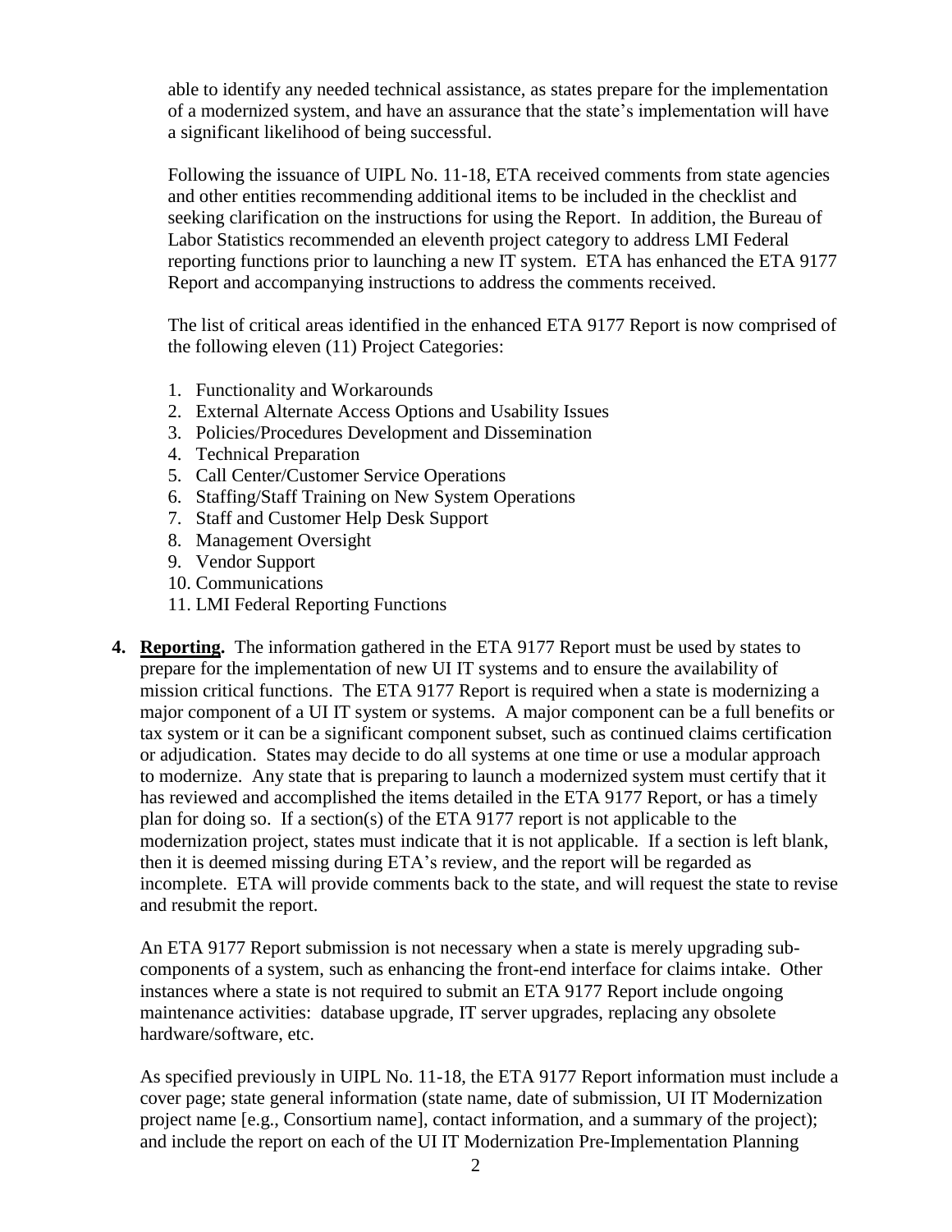able to identify any needed technical assistance, as states prepare for the implementation of a modernized system, and have an assurance that the state's implementation will have a significant likelihood of being successful.

Following the issuance of UIPL No. 11-18, ETA received comments from state agencies and other entities recommending additional items to be included in the checklist and seeking clarification on the instructions for using the Report. In addition, the Bureau of Labor Statistics recommended an eleventh project category to address LMI Federal reporting functions prior to launching a new IT system. ETA has enhanced the ETA 9177 Report and accompanying instructions to address the comments received.

The list of critical areas identified in the enhanced ETA 9177 Report is now comprised of the following eleven (11) Project Categories:

1. Functionality and Workarounds
2. External Alternate Access Options and Usability Issues
3. Policies/Procedures Development and Dissemination
4. Technical Preparation
5. Call Center/Customer Service Operations
6. Staffing/Staff Training on New System Operations
7. Staff and Customer Help Desk Support
8. Management Oversight
9. Vendor Support
10. Communications
11. LMI Federal Reporting Functions

**4. Reporting.** The information gathered in the ETA 9177 Report must be used by states to prepare for the implementation of new UI IT systems and to ensure the availability of mission critical functions. The ETA 9177 Report is required when a state is modernizing a major component of a UI IT system or systems. A major component can be a full benefits or tax system or it can be a significant component subset, such as continued claims certification or adjudication. States may decide to do all systems at one time or use a modular approach to modernize. Any state that is preparing to launch a modernized system must certify that it has reviewed and accomplished the items detailed in the ETA 9177 Report, or has a timely plan for doing so. If a section(s) of the ETA 9177 report is not applicable to the modernization project, states must indicate that it is not applicable. If a section is left blank, then it is deemed missing during ETA's review, and the report will be regarded as incomplete. ETA will provide comments back to the state, and will request the state to revise and resubmit the report.

An ETA 9177 Report submission is not necessary when a state is merely upgrading sub-components of a system, such as enhancing the front-end interface for claims intake. Other instances where a state is not required to submit an ETA 9177 Report include ongoing maintenance activities: database upgrade, IT server upgrades, replacing any obsolete hardware/software, etc.

As specified previously in UIPL No. 11-18, the ETA 9177 Report information must include a cover page; state general information (state name, date of submission, UI IT Modernization project name [e.g., Consortium name], contact information, and a summary of the project); and include the report on each of the UI IT Modernization Pre-Implementation Planning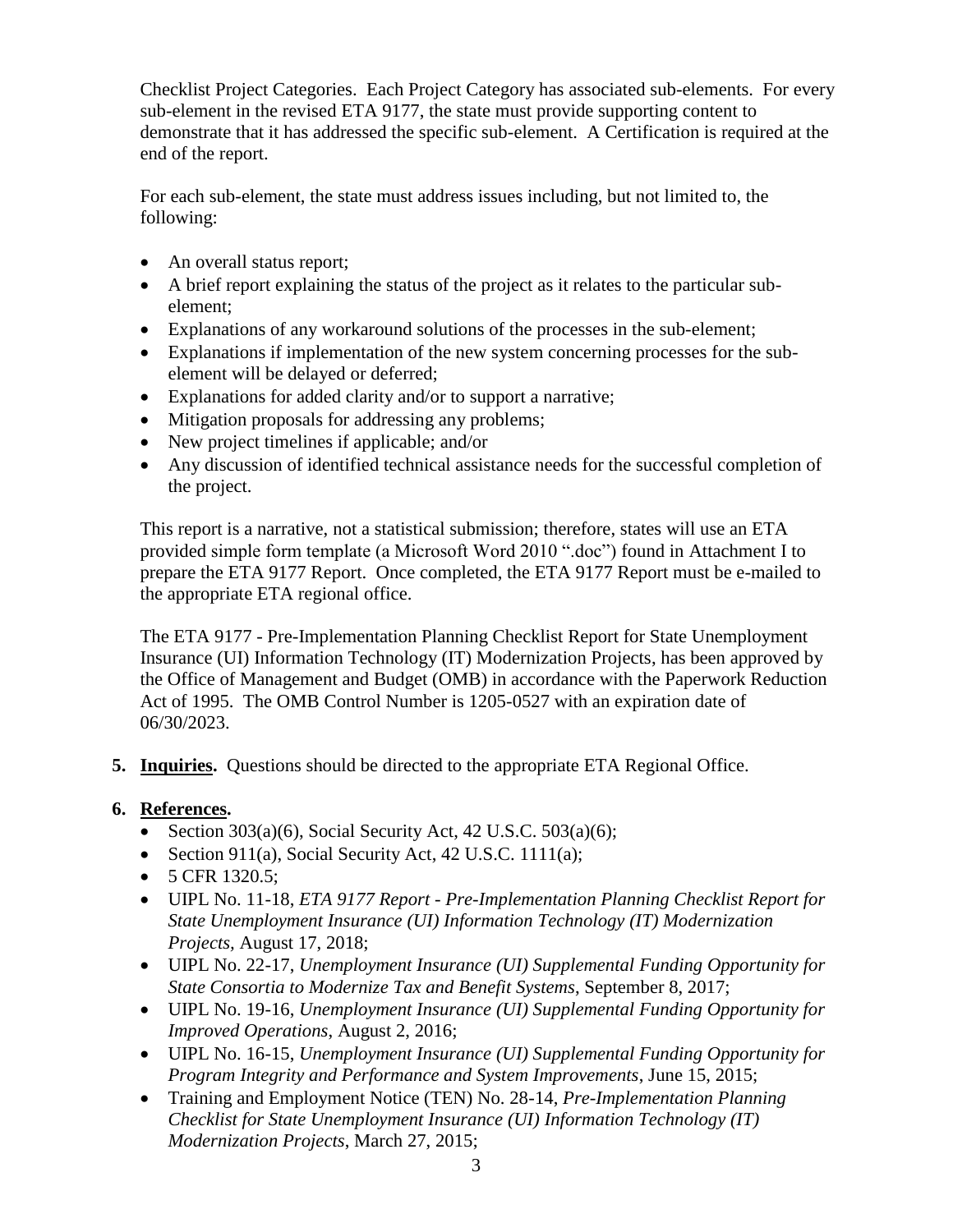Checklist Project Categories. Each Project Category has associated sub-elements. For every sub-element in the revised ETA 9177, the state must provide supporting content to demonstrate that it has addressed the specific sub-element. A Certification is required at the end of the report.

For each sub-element, the state must address issues including, but not limited to, the following:

- An overall status report;
- A brief report explaining the status of the project as it relates to the particular sub-element;
- Explanations of any workaround solutions of the processes in the sub-element;
- Explanations if implementation of the new system concerning processes for the sub-element will be delayed or deferred;
- Explanations for added clarity and/or to support a narrative;
- Mitigation proposals for addressing any problems;
- New project timelines if applicable; and/or
- Any discussion of identified technical assistance needs for the successful completion of the project.

This report is a narrative, not a statistical submission; therefore, states will use an ETA provided simple form template (a Microsoft Word 2010 ".doc") found in Attachment I to prepare the ETA 9177 Report. Once completed, the ETA 9177 Report must be e-mailed to the appropriate ETA regional office.

The ETA 9177 - Pre-Implementation Planning Checklist Report for State Unemployment Insurance (UI) Information Technology (IT) Modernization Projects, has been approved by the Office of Management and Budget (OMB) in accordance with the Paperwork Reduction Act of 1995. The OMB Control Number is 1205-0527 with an expiration date of 06/30/2023.

**5. Inquiries.** Questions should be directed to the appropriate ETA Regional Office.

**6. References.**

- Section 303(a)(6), Social Security Act, 42 U.S.C. 503(a)(6);
- Section 911(a), Social Security Act, 42 U.S.C. 1111(a);
- 5 CFR 1320.5;
- UIPL No. 11-18, *ETA 9177 Report - Pre-Implementation Planning Checklist Report for State Unemployment Insurance (UI) Information Technology (IT) Modernization Projects,* August 17, 2018;
- UIPL No. 22-17, *Unemployment Insurance (UI) Supplemental Funding Opportunity for State Consortia to Modernize Tax and Benefit Systems*, September 8, 2017;
- UIPL No. 19-16, *Unemployment Insurance (UI) Supplemental Funding Opportunity for Improved Operations*, August 2, 2016;
- UIPL No. 16-15, *Unemployment Insurance (UI) Supplemental Funding Opportunity for Program Integrity and Performance and System Improvements*, June 15, 2015;
- Training and Employment Notice (TEN) No. 28-14, *Pre-Implementation Planning Checklist for State Unemployment Insurance (UI) Information Technology (IT) Modernization Projects*, March 27, 2015;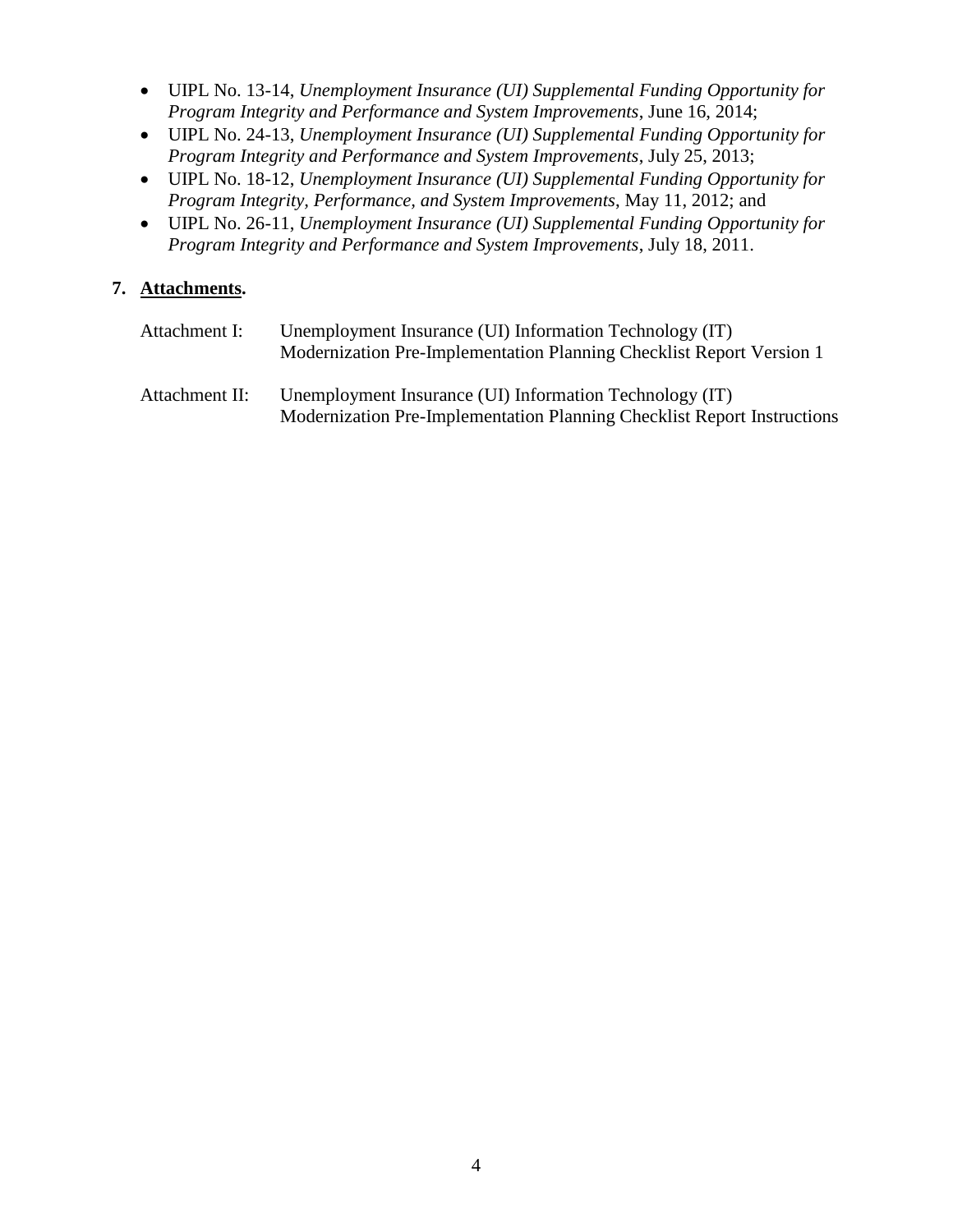- UIPL No. 13-14, *Unemployment Insurance (UI) Supplemental Funding Opportunity for Program Integrity and Performance and System Improvements*, June 16, 2014;
- UIPL No. 24-13, *Unemployment Insurance (UI) Supplemental Funding Opportunity for Program Integrity and Performance and System Improvements*, July 25, 2013;
- UIPL No. 18-12, *Unemployment Insurance (UI) Supplemental Funding Opportunity for Program Integrity, Performance, and System Improvements*, May 11, 2012; and
- UIPL No. 26-11, *Unemployment Insurance (UI) Supplemental Funding Opportunity for Program Integrity and Performance and System Improvements*, July 18, 2011.

**7. Attachments.**

Attachment I: Unemployment Insurance (UI) Information Technology (IT) Modernization Pre-Implementation Planning Checklist Report Version 1

Attachment II: Unemployment Insurance (UI) Information Technology (IT) Modernization Pre-Implementation Planning Checklist Report Instructions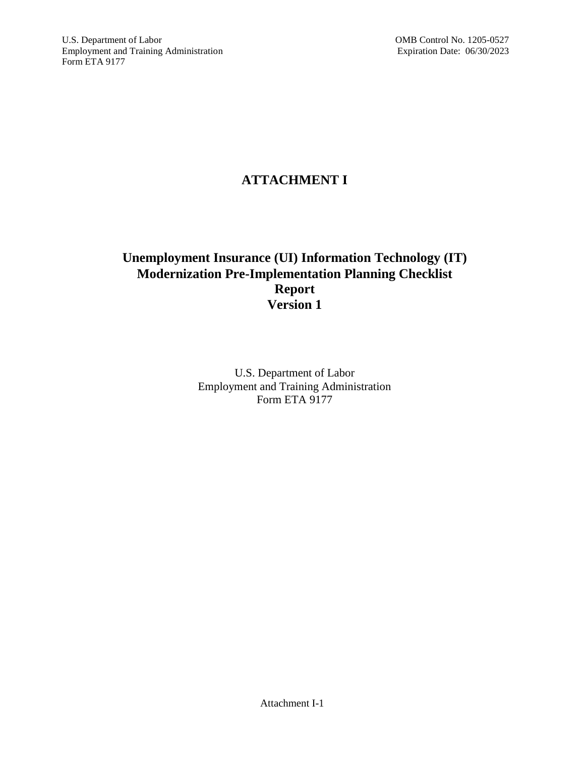U.S. Department of Labor
Employment and Training Administration
Form ETA 9177

OMB Control No. 1205-0527
Expiration Date: 06/30/2023

# ATTACHMENT I

## Unemployment Insurance (UI) Information Technology (IT) Modernization Pre-Implementation Planning Checklist Report Version 1

U.S. Department of Labor
Employment and Training Administration
Form ETA 9177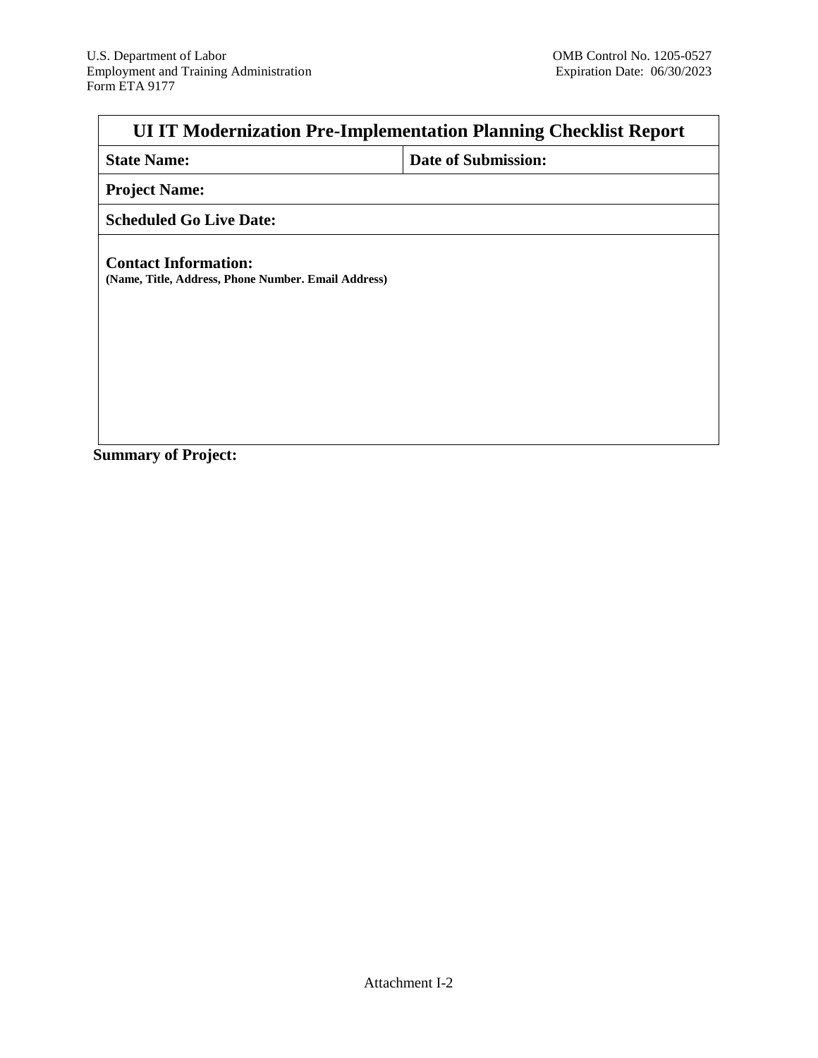U.S. Department of Labor
Employment and Training Administration
Form ETA 9177

OMB Control No. 1205-0527
Expiration Date: 06/30/2023

| UI IT Modernization Pre-Implementation Planning Checklist Report | |
|---|---|
| **State Name:** | **Date of Submission:** |
| **Project Name:** | |
| **Scheduled Go Live Date:** | |
| **Contact Information:**<br>**(Name, Title, Address, Phone Number. Email Address)** | |

**Summary of Project:**

Attachment I-2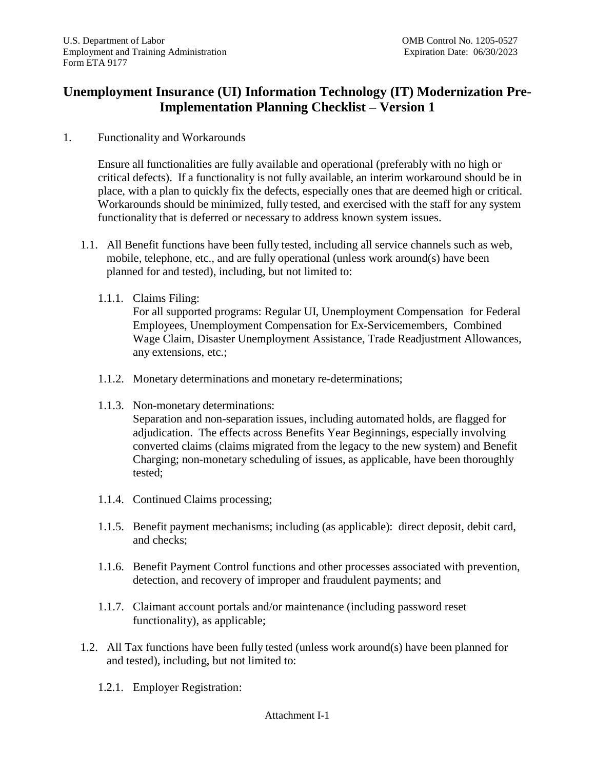U.S. Department of Labor
Employment and Training Administration
Form ETA 9177

OMB Control No. 1205-0527
Expiration Date: 06/30/2023

# Unemployment Insurance (UI) Information Technology (IT) Modernization Pre-Implementation Planning Checklist – Version 1

1. Functionality and Workarounds

   Ensure all functionalities are fully available and operational (preferably with no high or critical defects). If a functionality is not fully available, an interim workaround should be in place, with a plan to quickly fix the defects, especially ones that are deemed high or critical. Workarounds should be minimized, fully tested, and exercised with the staff for any system functionality that is deferred or necessary to address known system issues.

   1.1. All Benefit functions have been fully tested, including all service channels such as web, mobile, telephone, etc., and are fully operational (unless work around(s) have been planned for and tested), including, but not limited to:

      1.1.1. Claims Filing:
      For all supported programs: Regular UI, Unemployment Compensation for Federal Employees, Unemployment Compensation for Ex-Servicemembers, Combined Wage Claim, Disaster Unemployment Assistance, Trade Readjustment Allowances, any extensions, etc.;

      1.1.2. Monetary determinations and monetary re-determinations;

      1.1.3. Non-monetary determinations:
      Separation and non-separation issues, including automated holds, are flagged for adjudication. The effects across Benefits Year Beginnings, especially involving converted claims (claims migrated from the legacy to the new system) and Benefit Charging; non-monetary scheduling of issues, as applicable, have been thoroughly tested;

      1.1.4. Continued Claims processing;

      1.1.5. Benefit payment mechanisms; including (as applicable): direct deposit, debit card, and checks;

      1.1.6. Benefit Payment Control functions and other processes associated with prevention, detection, and recovery of improper and fraudulent payments; and

      1.1.7. Claimant account portals and/or maintenance (including password reset functionality), as applicable;

   1.2. All Tax functions have been fully tested (unless work around(s) have been planned for and tested), including, but not limited to:

      1.2.1. Employer Registration: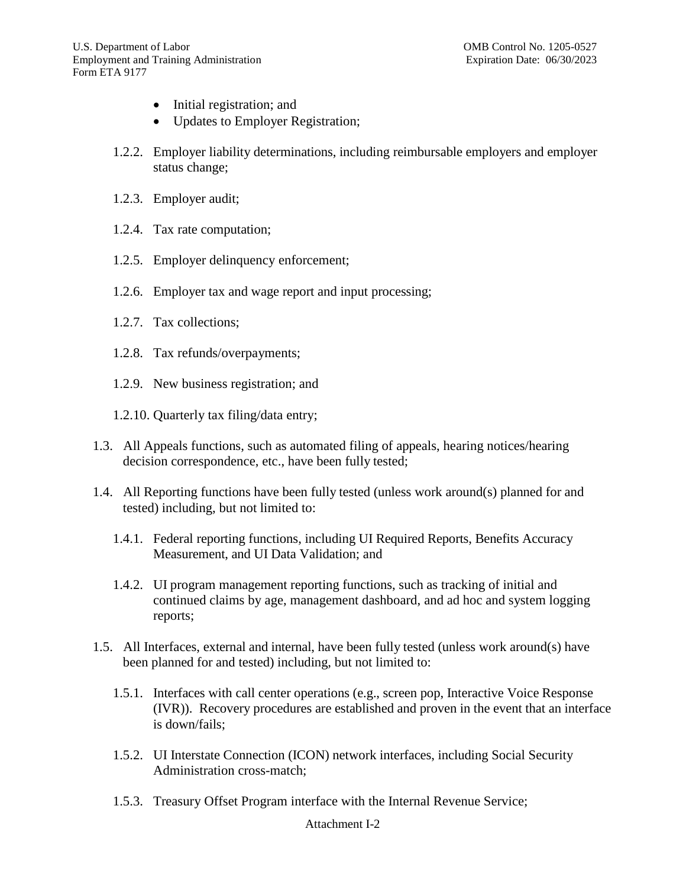- Initial registration; and
- Updates to Employer Registration;

1.2.2. Employer liability determinations, including reimbursable employers and employer status change;

1.2.3. Employer audit;

1.2.4. Tax rate computation;

1.2.5. Employer delinquency enforcement;

1.2.6. Employer tax and wage report and input processing;

1.2.7. Tax collections;

1.2.8. Tax refunds/overpayments;

1.2.9. New business registration; and

1.2.10. Quarterly tax filing/data entry;

1.3. All Appeals functions, such as automated filing of appeals, hearing notices/hearing decision correspondence, etc., have been fully tested;

1.4. All Reporting functions have been fully tested (unless work around(s) planned for and tested) including, but not limited to:

1.4.1. Federal reporting functions, including UI Required Reports, Benefits Accuracy Measurement, and UI Data Validation; and

1.4.2. UI program management reporting functions, such as tracking of initial and continued claims by age, management dashboard, and ad hoc and system logging reports;

1.5. All Interfaces, external and internal, have been fully tested (unless work around(s) have been planned for and tested) including, but not limited to:

1.5.1. Interfaces with call center operations (e.g., screen pop, Interactive Voice Response (IVR)). Recovery procedures are established and proven in the event that an interface is down/fails;

1.5.2. UI Interstate Connection (ICON) network interfaces, including Social Security Administration cross-match;

1.5.3. Treasury Offset Program interface with the Internal Revenue Service;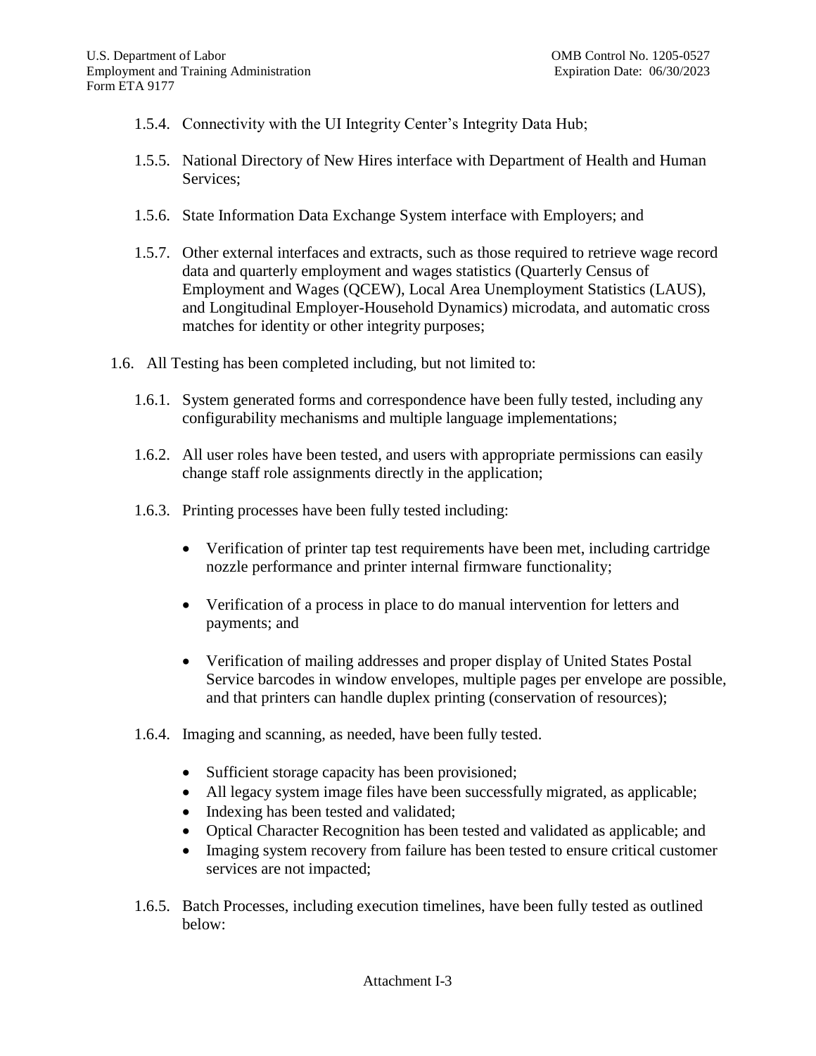1.5.4. Connectivity with the UI Integrity Center's Integrity Data Hub;

1.5.5. National Directory of New Hires interface with Department of Health and Human Services;

1.5.6. State Information Data Exchange System interface with Employers; and

1.5.7. Other external interfaces and extracts, such as those required to retrieve wage record data and quarterly employment and wages statistics (Quarterly Census of Employment and Wages (QCEW), Local Area Unemployment Statistics (LAUS), and Longitudinal Employer-Household Dynamics) microdata, and automatic cross matches for identity or other integrity purposes;

1.6. All Testing has been completed including, but not limited to:

1.6.1. System generated forms and correspondence have been fully tested, including any configurability mechanisms and multiple language implementations;

1.6.2. All user roles have been tested, and users with appropriate permissions can easily change staff role assignments directly in the application;

1.6.3. Printing processes have been fully tested including:

- Verification of printer tap test requirements have been met, including cartridge nozzle performance and printer internal firmware functionality;
- Verification of a process in place to do manual intervention for letters and payments; and
- Verification of mailing addresses and proper display of United States Postal Service barcodes in window envelopes, multiple pages per envelope are possible, and that printers can handle duplex printing (conservation of resources);

1.6.4. Imaging and scanning, as needed, have been fully tested.

- Sufficient storage capacity has been provisioned;
- All legacy system image files have been successfully migrated, as applicable;
- Indexing has been tested and validated;
- Optical Character Recognition has been tested and validated as applicable; and
- Imaging system recovery from failure has been tested to ensure critical customer services are not impacted;

1.6.5. Batch Processes, including execution timelines, have been fully tested as outlined below: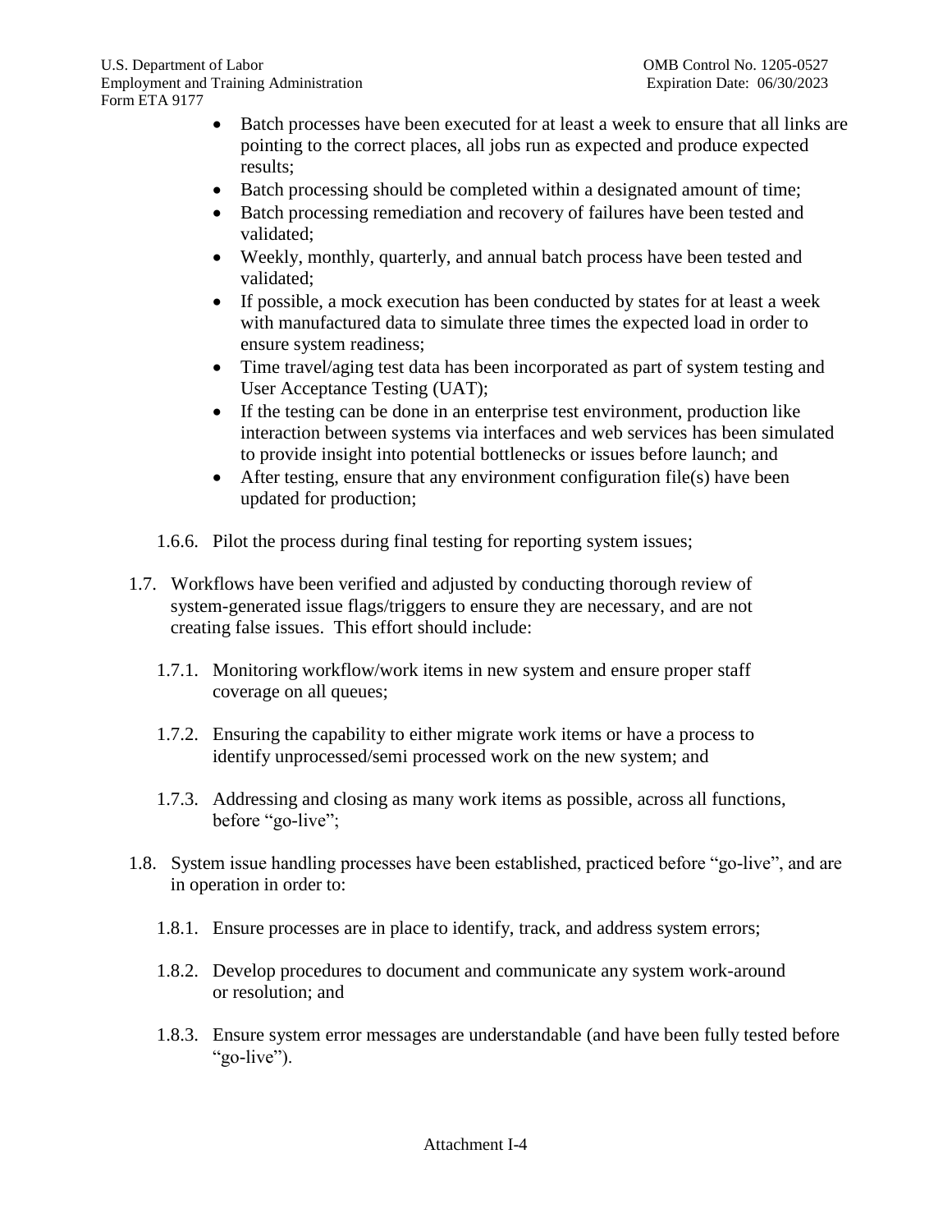- Batch processes have been executed for at least a week to ensure that all links are pointing to the correct places, all jobs run as expected and produce expected results;
- Batch processing should be completed within a designated amount of time;
- Batch processing remediation and recovery of failures have been tested and validated;
- Weekly, monthly, quarterly, and annual batch process have been tested and validated;
- If possible, a mock execution has been conducted by states for at least a week with manufactured data to simulate three times the expected load in order to ensure system readiness;
- Time travel/aging test data has been incorporated as part of system testing and User Acceptance Testing (UAT);
- If the testing can be done in an enterprise test environment, production like interaction between systems via interfaces and web services has been simulated to provide insight into potential bottlenecks or issues before launch; and
- After testing, ensure that any environment configuration file(s) have been updated for production;

1.6.6. Pilot the process during final testing for reporting system issues;

1.7. Workflows have been verified and adjusted by conducting thorough review of system-generated issue flags/triggers to ensure they are necessary, and are not creating false issues. This effort should include:

1.7.1. Monitoring workflow/work items in new system and ensure proper staff coverage on all queues;

1.7.2. Ensuring the capability to either migrate work items or have a process to identify unprocessed/semi processed work on the new system; and

1.7.3. Addressing and closing as many work items as possible, across all functions, before "go-live";

1.8. System issue handling processes have been established, practiced before "go-live", and are in operation in order to:

1.8.1. Ensure processes are in place to identify, track, and address system errors;

1.8.2. Develop procedures to document and communicate any system work-around or resolution; and

1.8.3. Ensure system error messages are understandable (and have been fully tested before "go-live").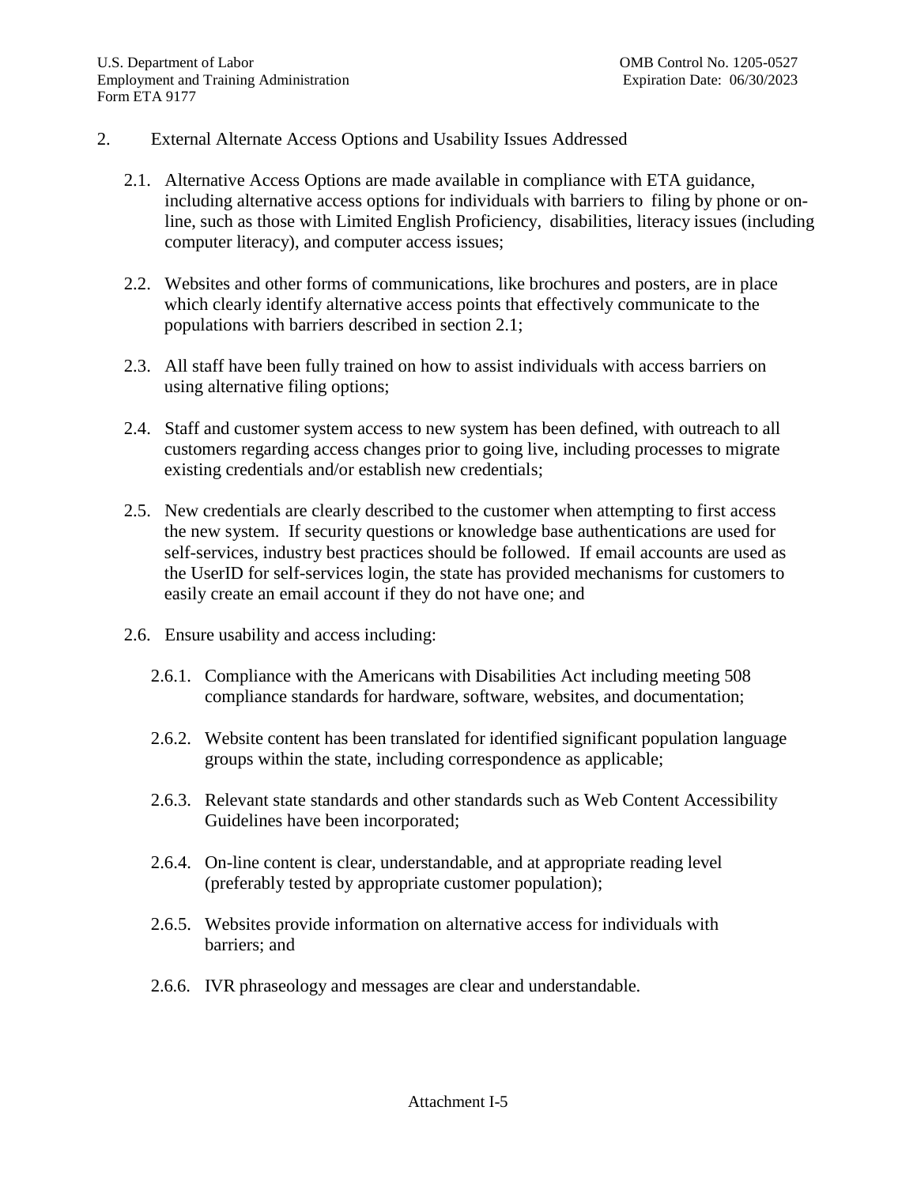## 2. External Alternate Access Options and Usability Issues Addressed

2.1. Alternative Access Options are made available in compliance with ETA guidance, including alternative access options for individuals with barriers to filing by phone or on-line, such as those with Limited English Proficiency, disabilities, literacy issues (including computer literacy), and computer access issues;

2.2. Websites and other forms of communications, like brochures and posters, are in place which clearly identify alternative access points that effectively communicate to the populations with barriers described in section 2.1;

2.3. All staff have been fully trained on how to assist individuals with access barriers on using alternative filing options;

2.4. Staff and customer system access to new system has been defined, with outreach to all customers regarding access changes prior to going live, including processes to migrate existing credentials and/or establish new credentials;

2.5. New credentials are clearly described to the customer when attempting to first access the new system. If security questions or knowledge base authentications are used for self-services, industry best practices should be followed. If email accounts are used as the UserID for self-services login, the state has provided mechanisms for customers to easily create an email account if they do not have one; and

2.6. Ensure usability and access including:

2.6.1. Compliance with the Americans with Disabilities Act including meeting 508 compliance standards for hardware, software, websites, and documentation;

2.6.2. Website content has been translated for identified significant population language groups within the state, including correspondence as applicable;

2.6.3. Relevant state standards and other standards such as Web Content Accessibility Guidelines have been incorporated;

2.6.4. On-line content is clear, understandable, and at appropriate reading level (preferably tested by appropriate customer population);

2.6.5. Websites provide information on alternative access for individuals with barriers; and

2.6.6. IVR phraseology and messages are clear and understandable.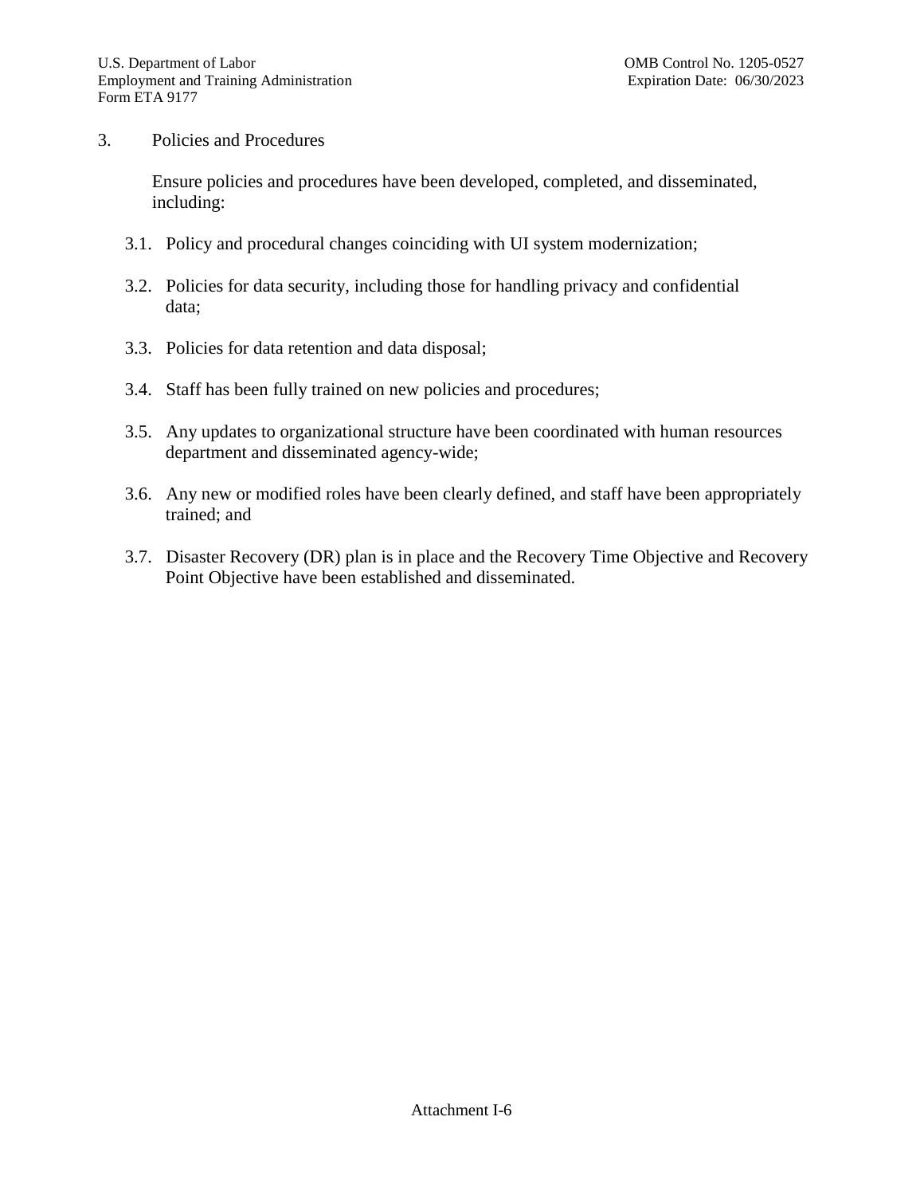3. Policies and Procedures

Ensure policies and procedures have been developed, completed, and disseminated, including:

3.1. Policy and procedural changes coinciding with UI system modernization;

3.2. Policies for data security, including those for handling privacy and confidential data;

3.3. Policies for data retention and data disposal;

3.4. Staff has been fully trained on new policies and procedures;

3.5. Any updates to organizational structure have been coordinated with human resources department and disseminated agency-wide;

3.6. Any new or modified roles have been clearly defined, and staff have been appropriately trained; and

3.7. Disaster Recovery (DR) plan is in place and the Recovery Time Objective and Recovery Point Objective have been established and disseminated.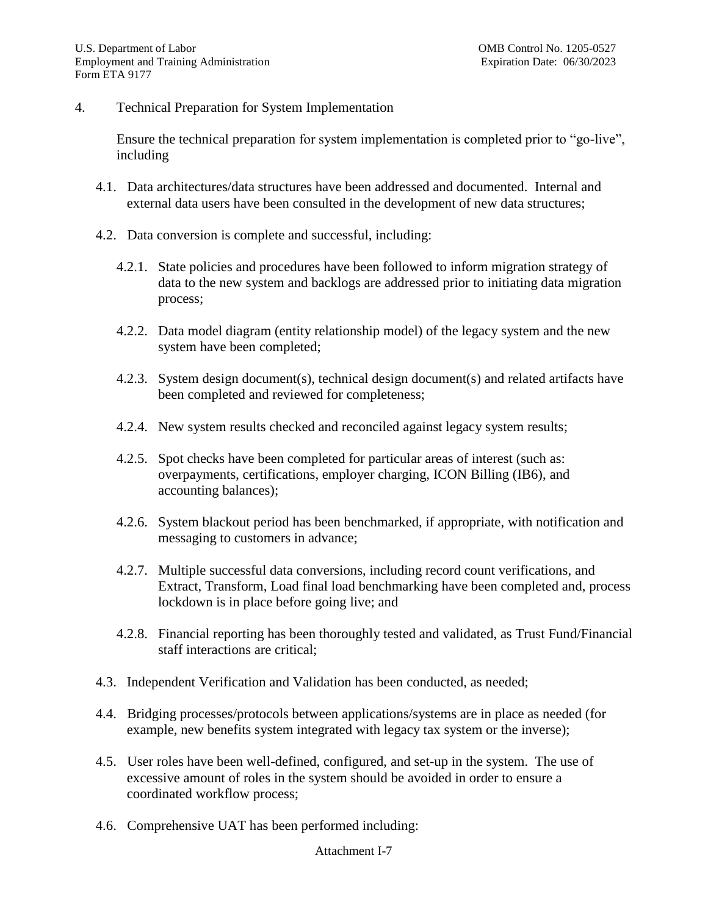4. Technical Preparation for System Implementation

Ensure the technical preparation for system implementation is completed prior to "go-live", including

4.1. Data architectures/data structures have been addressed and documented. Internal and external data users have been consulted in the development of new data structures;

4.2. Data conversion is complete and successful, including:

4.2.1. State policies and procedures have been followed to inform migration strategy of data to the new system and backlogs are addressed prior to initiating data migration process;

4.2.2. Data model diagram (entity relationship model) of the legacy system and the new system have been completed;

4.2.3. System design document(s), technical design document(s) and related artifacts have been completed and reviewed for completeness;

4.2.4. New system results checked and reconciled against legacy system results;

4.2.5. Spot checks have been completed for particular areas of interest (such as: overpayments, certifications, employer charging, ICON Billing (IB6), and accounting balances);

4.2.6. System blackout period has been benchmarked, if appropriate, with notification and messaging to customers in advance;

4.2.7. Multiple successful data conversions, including record count verifications, and Extract, Transform, Load final load benchmarking have been completed and, process lockdown is in place before going live; and

4.2.8. Financial reporting has been thoroughly tested and validated, as Trust Fund/Financial staff interactions are critical;

4.3. Independent Verification and Validation has been conducted, as needed;

4.4. Bridging processes/protocols between applications/systems are in place as needed (for example, new benefits system integrated with legacy tax system or the inverse);

4.5. User roles have been well-defined, configured, and set-up in the system. The use of excessive amount of roles in the system should be avoided in order to ensure a coordinated workflow process;

4.6. Comprehensive UAT has been performed including: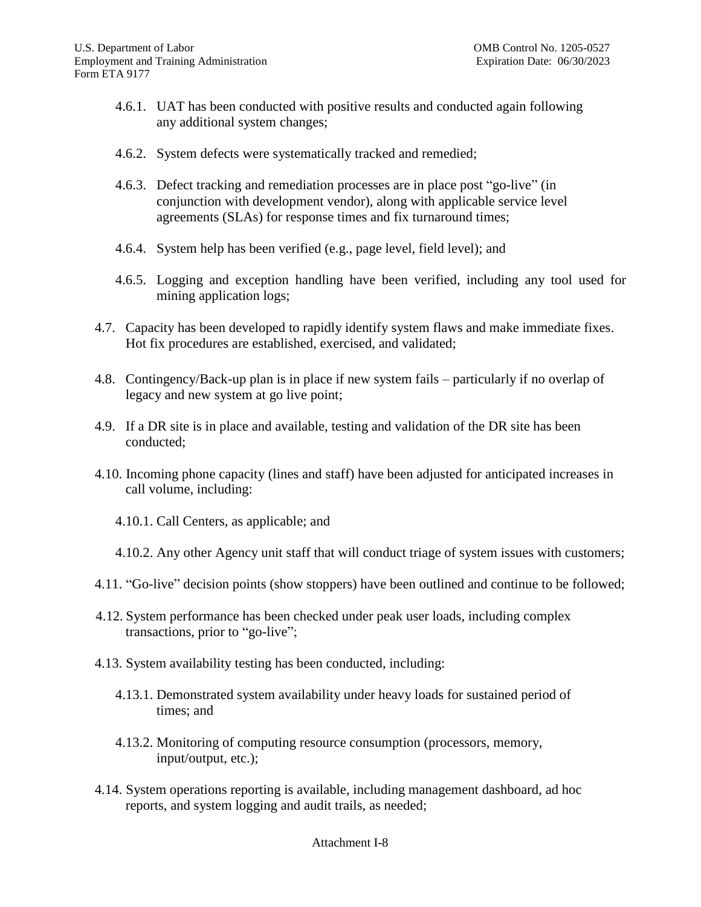4.6.1. UAT has been conducted with positive results and conducted again following any additional system changes;

4.6.2. System defects were systematically tracked and remedied;

4.6.3. Defect tracking and remediation processes are in place post "go-live" (in conjunction with development vendor), along with applicable service level agreements (SLAs) for response times and fix turnaround times;

4.6.4. System help has been verified (e.g., page level, field level); and

4.6.5. Logging and exception handling have been verified, including any tool used for mining application logs;

4.7. Capacity has been developed to rapidly identify system flaws and make immediate fixes. Hot fix procedures are established, exercised, and validated;

4.8. Contingency/Back-up plan is in place if new system fails – particularly if no overlap of legacy and new system at go live point;

4.9. If a DR site is in place and available, testing and validation of the DR site has been conducted;

4.10. Incoming phone capacity (lines and staff) have been adjusted for anticipated increases in call volume, including:

4.10.1. Call Centers, as applicable; and

4.10.2. Any other Agency unit staff that will conduct triage of system issues with customers;

4.11. "Go-live" decision points (show stoppers) have been outlined and continue to be followed;

4.12. System performance has been checked under peak user loads, including complex transactions, prior to "go-live";

4.13. System availability testing has been conducted, including:

4.13.1. Demonstrated system availability under heavy loads for sustained period of times; and

4.13.2. Monitoring of computing resource consumption (processors, memory, input/output, etc.);

4.14. System operations reporting is available, including management dashboard, ad hoc reports, and system logging and audit trails, as needed;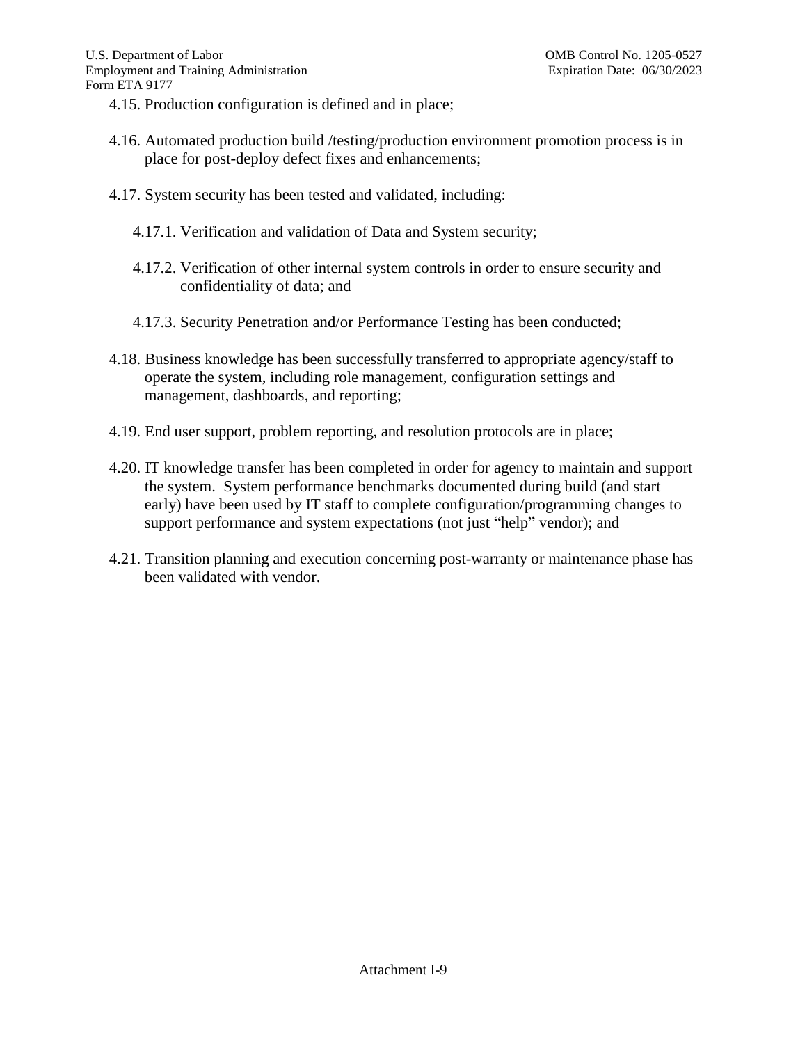4.15. Production configuration is defined and in place;

4.16. Automated production build /testing/production environment promotion process is in place for post-deploy defect fixes and enhancements;

4.17. System security has been tested and validated, including:

4.17.1. Verification and validation of Data and System security;

4.17.2. Verification of other internal system controls in order to ensure security and confidentiality of data; and

4.17.3. Security Penetration and/or Performance Testing has been conducted;

4.18. Business knowledge has been successfully transferred to appropriate agency/staff to operate the system, including role management, configuration settings and management, dashboards, and reporting;

4.19. End user support, problem reporting, and resolution protocols are in place;

4.20. IT knowledge transfer has been completed in order for agency to maintain and support the system. System performance benchmarks documented during build (and start early) have been used by IT staff to complete configuration/programming changes to support performance and system expectations (not just "help" vendor); and

4.21. Transition planning and execution concerning post-warranty or maintenance phase has been validated with vendor.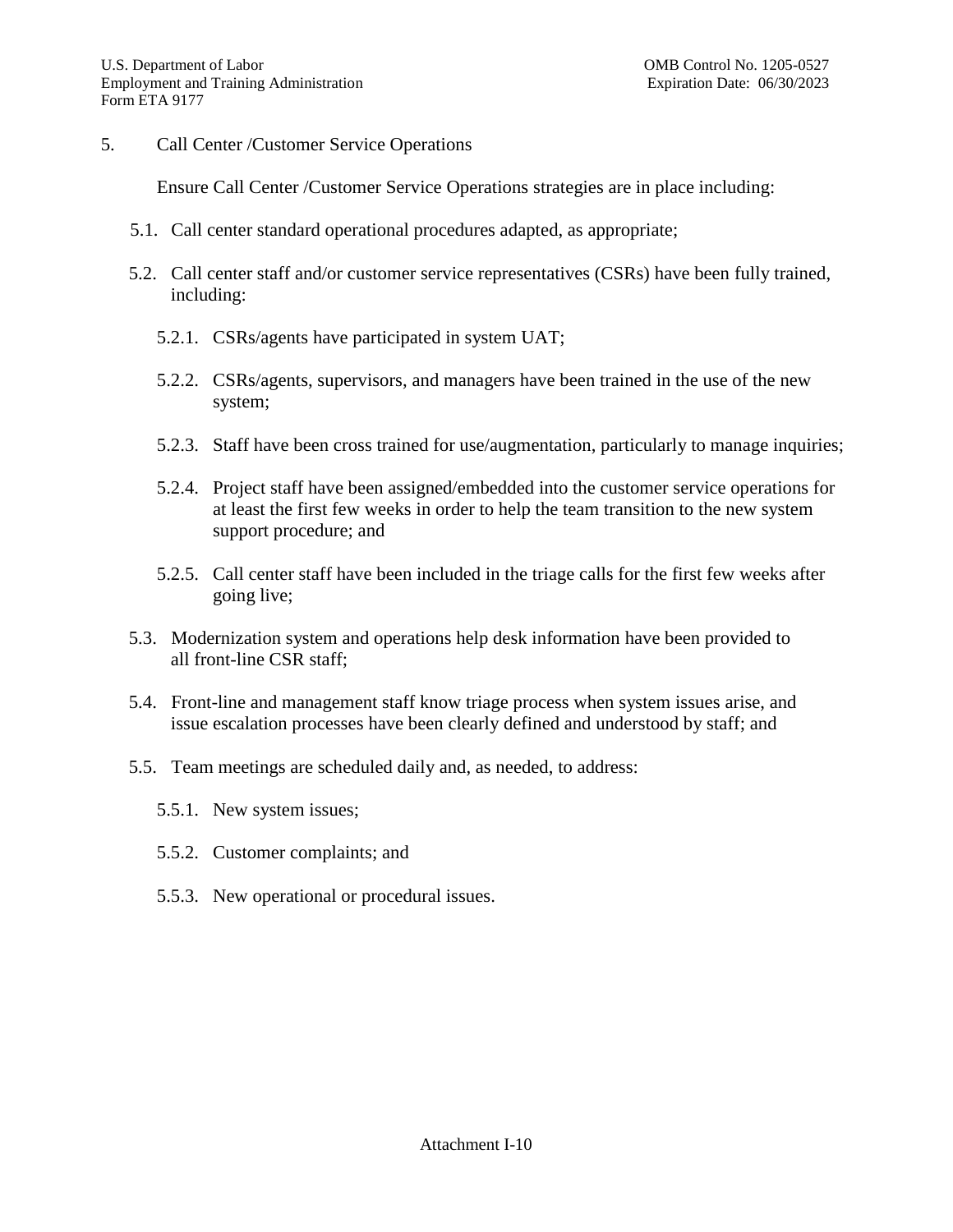5. Call Center /Customer Service Operations

Ensure Call Center /Customer Service Operations strategies are in place including:

- 5.1. Call center standard operational procedures adapted, as appropriate;
- 5.2. Call center staff and/or customer service representatives (CSRs) have been fully trained, including:
  - 5.2.1. CSRs/agents have participated in system UAT;
  - 5.2.2. CSRs/agents, supervisors, and managers have been trained in the use of the new system;
  - 5.2.3. Staff have been cross trained for use/augmentation, particularly to manage inquiries;
  - 5.2.4. Project staff have been assigned/embedded into the customer service operations for at least the first few weeks in order to help the team transition to the new system support procedure; and
  - 5.2.5. Call center staff have been included in the triage calls for the first few weeks after going live;
- 5.3. Modernization system and operations help desk information have been provided to all front-line CSR staff;
- 5.4. Front-line and management staff know triage process when system issues arise, and issue escalation processes have been clearly defined and understood by staff; and
- 5.5. Team meetings are scheduled daily and, as needed, to address:
  - 5.5.1. New system issues;
  - 5.5.2. Customer complaints; and
  - 5.5.3. New operational or procedural issues.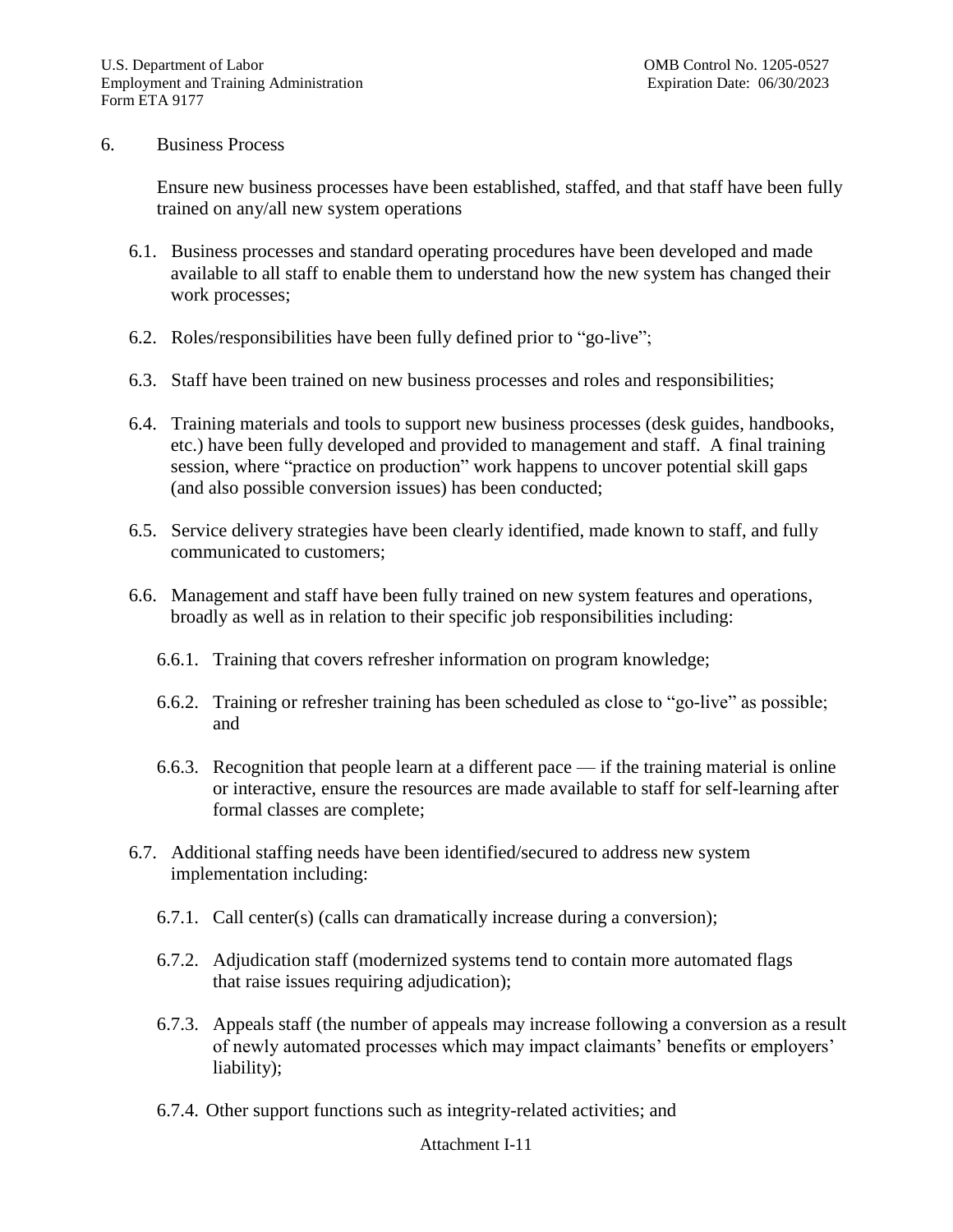## 6. Business Process

Ensure new business processes have been established, staffed, and that staff have been fully trained on any/all new system operations

6.1. Business processes and standard operating procedures have been developed and made available to all staff to enable them to understand how the new system has changed their work processes;

6.2. Roles/responsibilities have been fully defined prior to "go-live";

6.3. Staff have been trained on new business processes and roles and responsibilities;

6.4. Training materials and tools to support new business processes (desk guides, handbooks, etc.) have been fully developed and provided to management and staff. A final training session, where "practice on production" work happens to uncover potential skill gaps (and also possible conversion issues) has been conducted;

6.5. Service delivery strategies have been clearly identified, made known to staff, and fully communicated to customers;

6.6. Management and staff have been fully trained on new system features and operations, broadly as well as in relation to their specific job responsibilities including:

6.6.1. Training that covers refresher information on program knowledge;

6.6.2. Training or refresher training has been scheduled as close to "go-live" as possible; and

6.6.3. Recognition that people learn at a different pace — if the training material is online or interactive, ensure the resources are made available to staff for self-learning after formal classes are complete;

6.7. Additional staffing needs have been identified/secured to address new system implementation including:

6.7.1. Call center(s) (calls can dramatically increase during a conversion);

6.7.2. Adjudication staff (modernized systems tend to contain more automated flags that raise issues requiring adjudication);

6.7.3. Appeals staff (the number of appeals may increase following a conversion as a result of newly automated processes which may impact claimants' benefits or employers' liability);

6.7.4. Other support functions such as integrity-related activities; and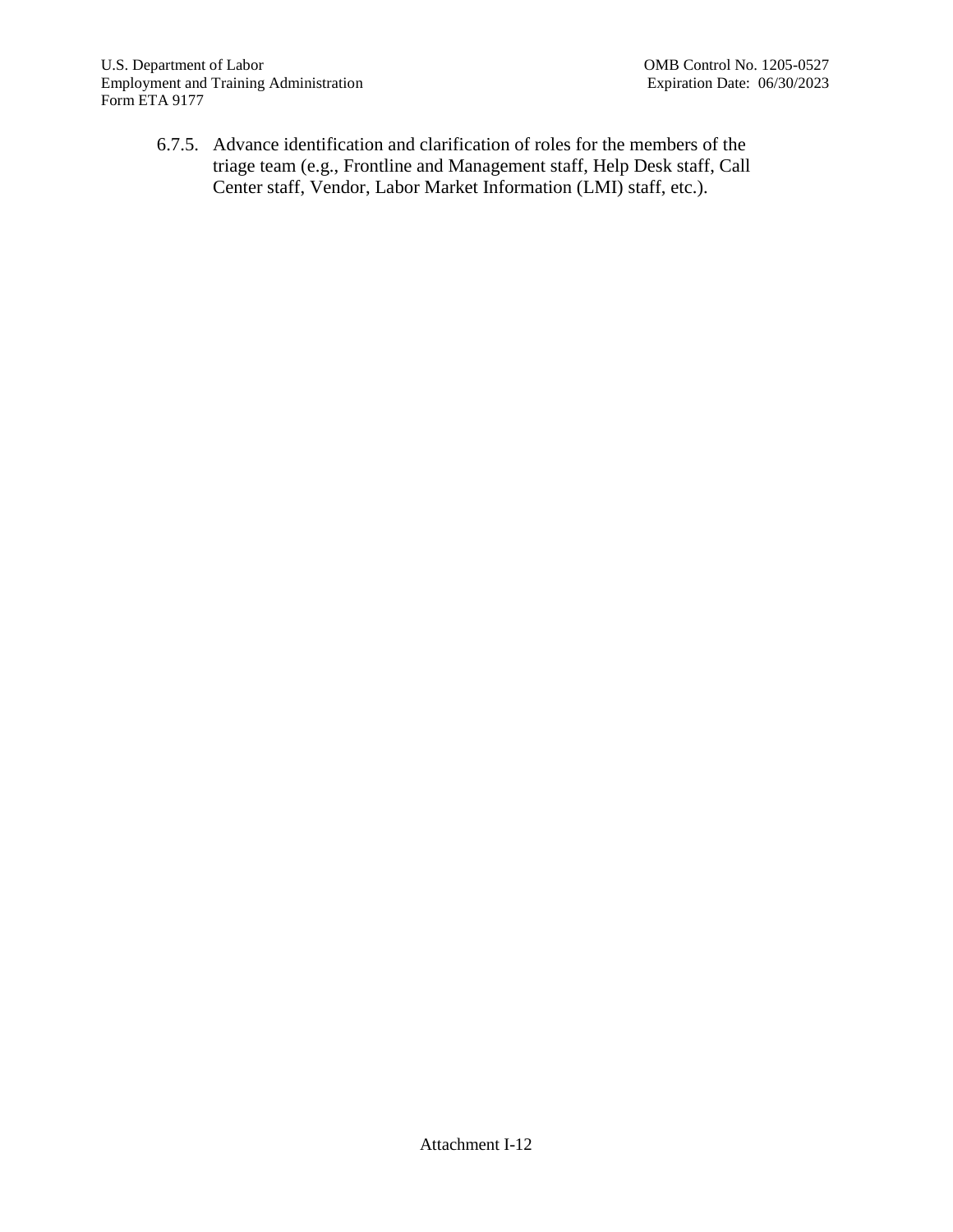6.7.5. Advance identification and clarification of roles for the members of the triage team (e.g., Frontline and Management staff, Help Desk staff, Call Center staff, Vendor, Labor Market Information (LMI) staff, etc.).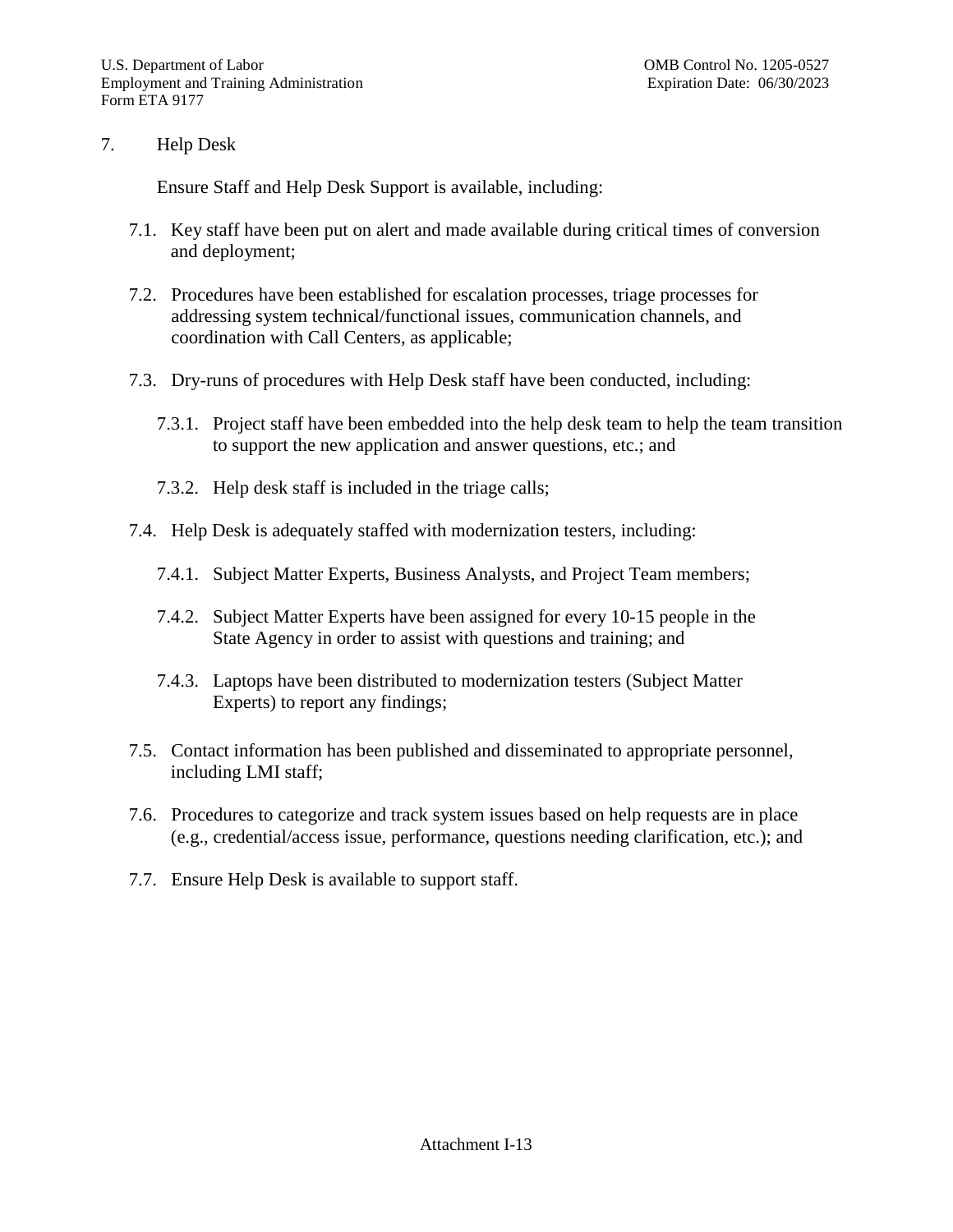## 7. Help Desk

Ensure Staff and Help Desk Support is available, including:

- 7.1. Key staff have been put on alert and made available during critical times of conversion and deployment;
- 7.2. Procedures have been established for escalation processes, triage processes for addressing system technical/functional issues, communication channels, and coordination with Call Centers, as applicable;
- 7.3. Dry-runs of procedures with Help Desk staff have been conducted, including:
  - 7.3.1. Project staff have been embedded into the help desk team to help the team transition to support the new application and answer questions, etc.; and
  - 7.3.2. Help desk staff is included in the triage calls;
- 7.4. Help Desk is adequately staffed with modernization testers, including:
  - 7.4.1. Subject Matter Experts, Business Analysts, and Project Team members;
  - 7.4.2. Subject Matter Experts have been assigned for every 10-15 people in the State Agency in order to assist with questions and training; and
  - 7.4.3. Laptops have been distributed to modernization testers (Subject Matter Experts) to report any findings;
- 7.5. Contact information has been published and disseminated to appropriate personnel, including LMI staff;
- 7.6. Procedures to categorize and track system issues based on help requests are in place (e.g., credential/access issue, performance, questions needing clarification, etc.); and
- 7.7. Ensure Help Desk is available to support staff.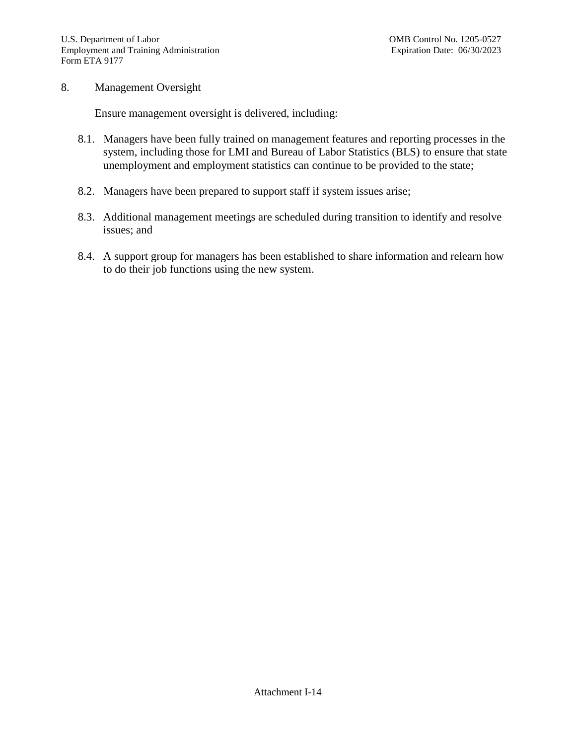## 8. Management Oversight

Ensure management oversight is delivered, including:

8.1. Managers have been fully trained on management features and reporting processes in the system, including those for LMI and Bureau of Labor Statistics (BLS) to ensure that state unemployment and employment statistics can continue to be provided to the state;

8.2. Managers have been prepared to support staff if system issues arise;

8.3. Additional management meetings are scheduled during transition to identify and resolve issues; and

8.4. A support group for managers has been established to share information and relearn how to do their job functions using the new system.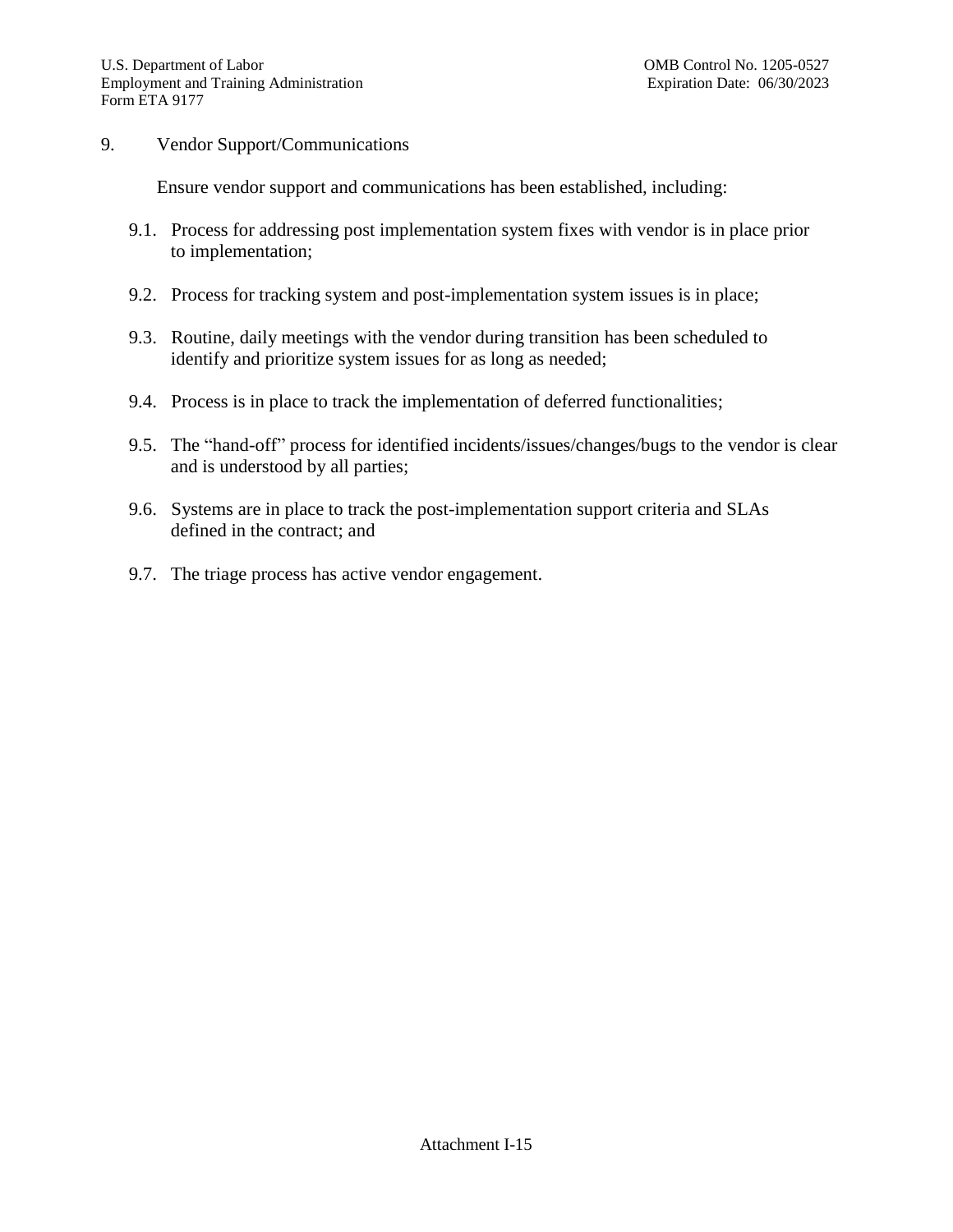## 9. Vendor Support/Communications

Ensure vendor support and communications has been established, including:

9.1. Process for addressing post implementation system fixes with vendor is in place prior to implementation;

9.2. Process for tracking system and post-implementation system issues is in place;

9.3. Routine, daily meetings with the vendor during transition has been scheduled to identify and prioritize system issues for as long as needed;

9.4. Process is in place to track the implementation of deferred functionalities;

9.5. The "hand-off" process for identified incidents/issues/changes/bugs to the vendor is clear and is understood by all parties;

9.6. Systems are in place to track the post-implementation support criteria and SLAs defined in the contract; and

9.7. The triage process has active vendor engagement.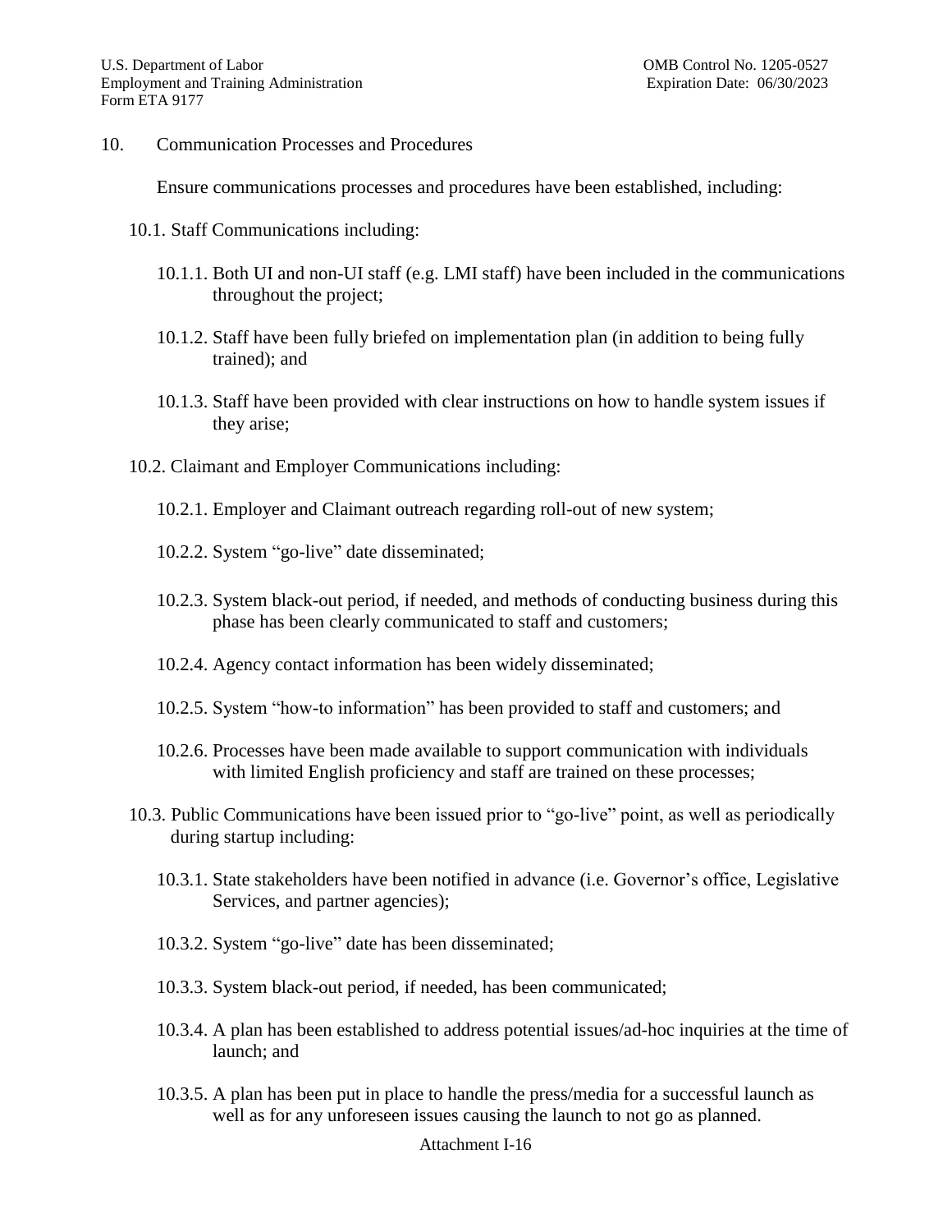10. Communication Processes and Procedures

Ensure communications processes and procedures have been established, including:

- 10.1. Staff Communications including:
  - 10.1.1. Both UI and non-UI staff (e.g. LMI staff) have been included in the communications throughout the project;
  - 10.1.2. Staff have been fully briefed on implementation plan (in addition to being fully trained); and
  - 10.1.3. Staff have been provided with clear instructions on how to handle system issues if they arise;
- 10.2. Claimant and Employer Communications including:
  - 10.2.1. Employer and Claimant outreach regarding roll-out of new system;
  - 10.2.2. System "go-live" date disseminated;
  - 10.2.3. System black-out period, if needed, and methods of conducting business during this phase has been clearly communicated to staff and customers;
  - 10.2.4. Agency contact information has been widely disseminated;
  - 10.2.5. System "how-to information" has been provided to staff and customers; and
  - 10.2.6. Processes have been made available to support communication with individuals with limited English proficiency and staff are trained on these processes;
- 10.3. Public Communications have been issued prior to "go-live" point, as well as periodically during startup including:
  - 10.3.1. State stakeholders have been notified in advance (i.e. Governor's office, Legislative Services, and partner agencies);
  - 10.3.2. System "go-live" date has been disseminated;
  - 10.3.3. System black-out period, if needed, has been communicated;
  - 10.3.4. A plan has been established to address potential issues/ad-hoc inquiries at the time of launch; and
  - 10.3.5. A plan has been put in place to handle the press/media for a successful launch as well as for any unforeseen issues causing the launch to not go as planned.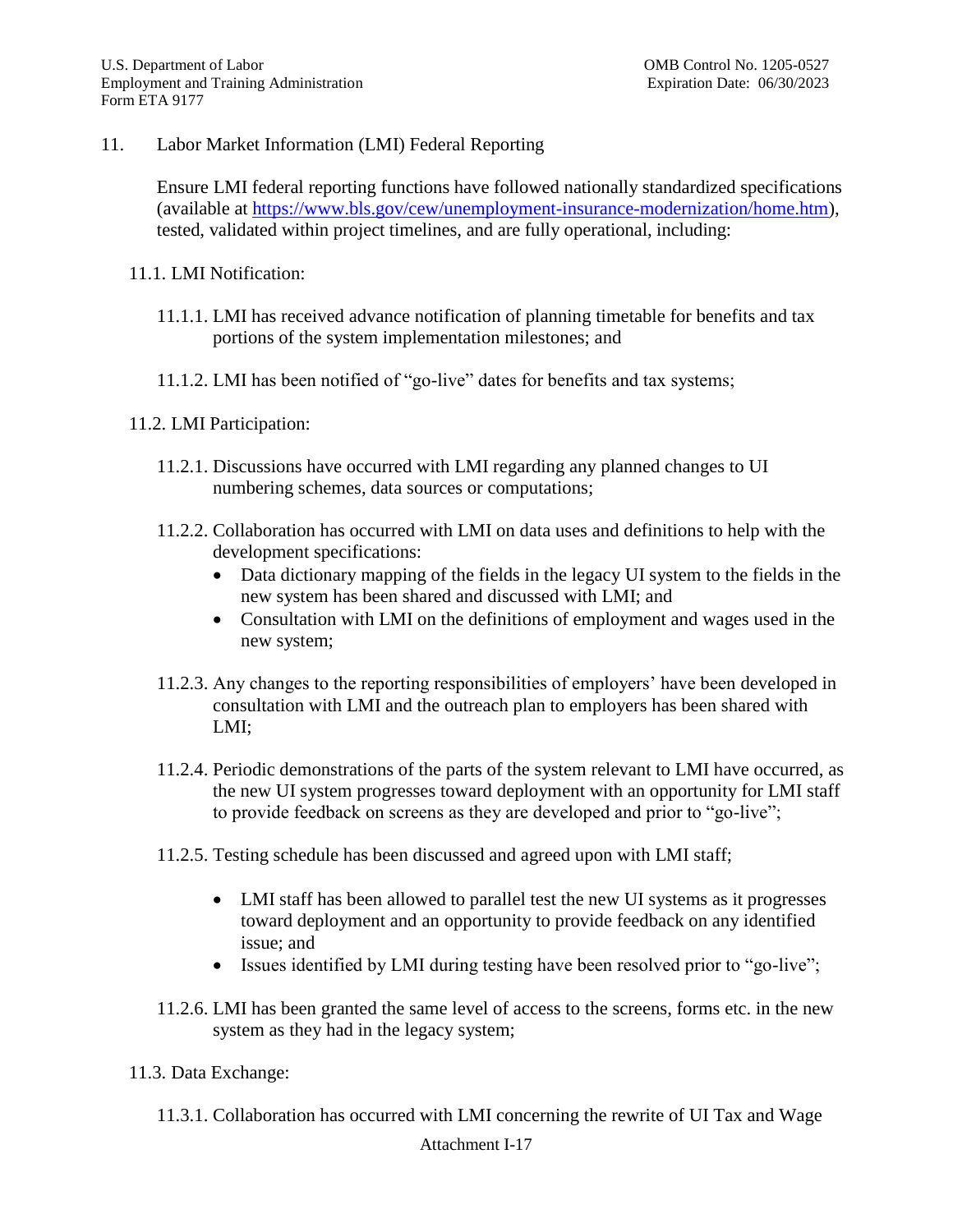11. Labor Market Information (LMI) Federal Reporting

Ensure LMI federal reporting functions have followed nationally standardized specifications (available at https://www.bls.gov/cew/unemployment-insurance-modernization/home.htm), tested, validated within project timelines, and are fully operational, including:

11.1. LMI Notification:

11.1.1. LMI has received advance notification of planning timetable for benefits and tax portions of the system implementation milestones; and

11.1.2. LMI has been notified of "go-live" dates for benefits and tax systems;

11.2. LMI Participation:

11.2.1. Discussions have occurred with LMI regarding any planned changes to UI numbering schemes, data sources or computations;

11.2.2. Collaboration has occurred with LMI on data uses and definitions to help with the development specifications:

- Data dictionary mapping of the fields in the legacy UI system to the fields in the new system has been shared and discussed with LMI; and
- Consultation with LMI on the definitions of employment and wages used in the new system;

11.2.3. Any changes to the reporting responsibilities of employers' have been developed in consultation with LMI and the outreach plan to employers has been shared with LMI;

11.2.4. Periodic demonstrations of the parts of the system relevant to LMI have occurred, as the new UI system progresses toward deployment with an opportunity for LMI staff to provide feedback on screens as they are developed and prior to "go-live";

11.2.5. Testing schedule has been discussed and agreed upon with LMI staff;

- LMI staff has been allowed to parallel test the new UI systems as it progresses toward deployment and an opportunity to provide feedback on any identified issue; and
- Issues identified by LMI during testing have been resolved prior to "go-live";

11.2.6. LMI has been granted the same level of access to the screens, forms etc. in the new system as they had in the legacy system;

11.3. Data Exchange:

11.3.1. Collaboration has occurred with LMI concerning the rewrite of UI Tax and Wage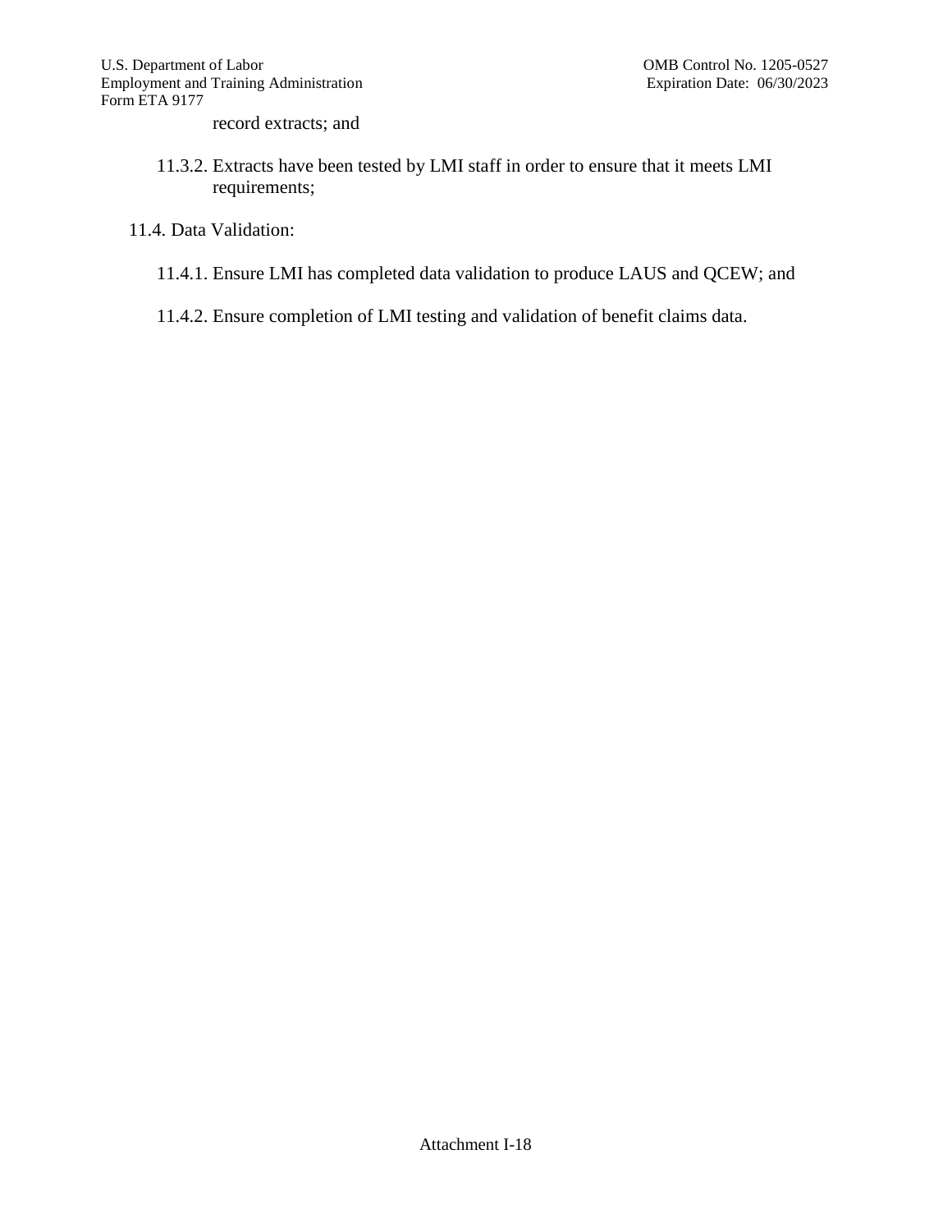record extracts; and

11.3.2. Extracts have been tested by LMI staff in order to ensure that it meets LMI requirements;

11.4. Data Validation:

11.4.1. Ensure LMI has completed data validation to produce LAUS and QCEW; and

11.4.2. Ensure completion of LMI testing and validation of benefit claims data.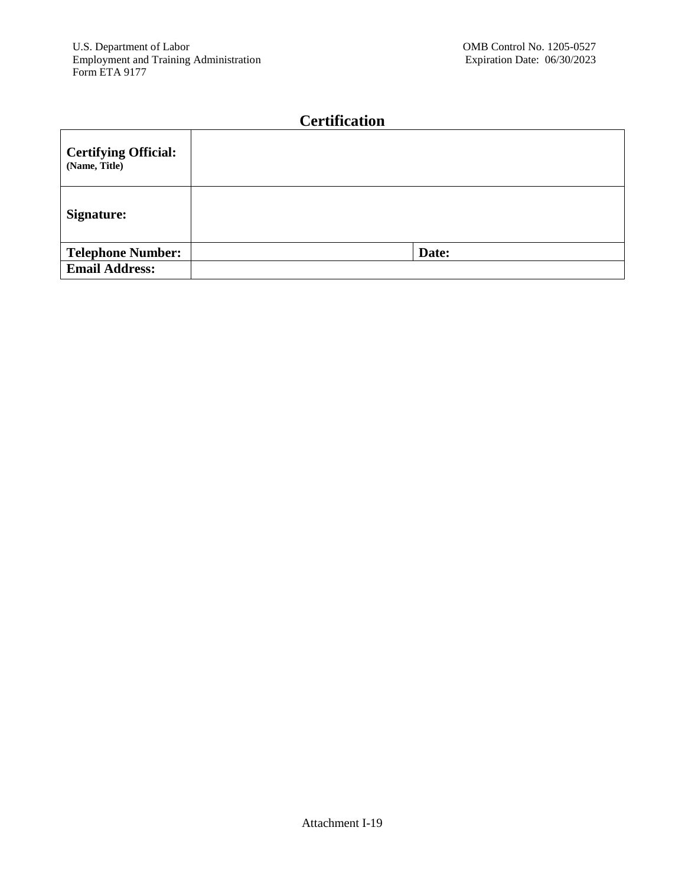U.S. Department of Labor
Employment and Training Administration
Form ETA 9177

OMB Control No. 1205-0527
Expiration Date: 06/30/2023

## Certification

| **Certifying Official:** (Name, Title) | | |
|---|---|---|
| **Signature:** | | |
| **Telephone Number:** | | **Date:** |
| **Email Address:** | | |

Attachment I-19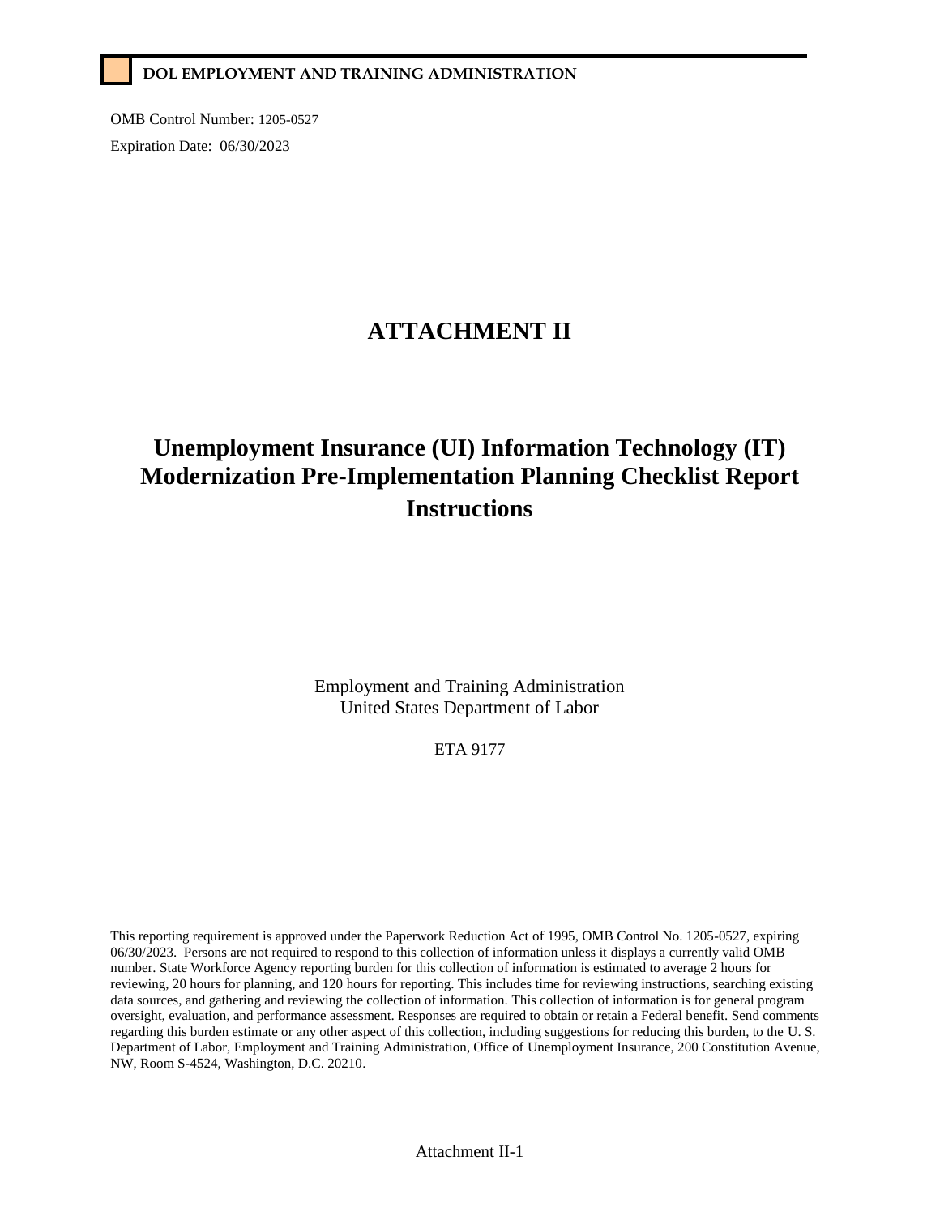**DOL EMPLOYMENT AND TRAINING ADMINISTRATION**

OMB Control Number: 1205-0527

Expiration Date: 06/30/2023

# ATTACHMENT II

# Unemployment Insurance (UI) Information Technology (IT) Modernization Pre-Implementation Planning Checklist Report Instructions

Employment and Training Administration
United States Department of Labor

ETA 9177

This reporting requirement is approved under the Paperwork Reduction Act of 1995, OMB Control No. 1205-0527, expiring 06/30/2023. Persons are not required to respond to this collection of information unless it displays a currently valid OMB number. State Workforce Agency reporting burden for this collection of information is estimated to average 2 hours for reviewing, 20 hours for planning, and 120 hours for reporting. This includes time for reviewing instructions, searching existing data sources, and gathering and reviewing the collection of information. This collection of information is for general program oversight, evaluation, and performance assessment. Responses are required to obtain or retain a Federal benefit. Send comments regarding this burden estimate or any other aspect of this collection, including suggestions for reducing this burden, to the U. S. Department of Labor, Employment and Training Administration, Office of Unemployment Insurance, 200 Constitution Avenue, NW, Room S-4524, Washington, D.C. 20210.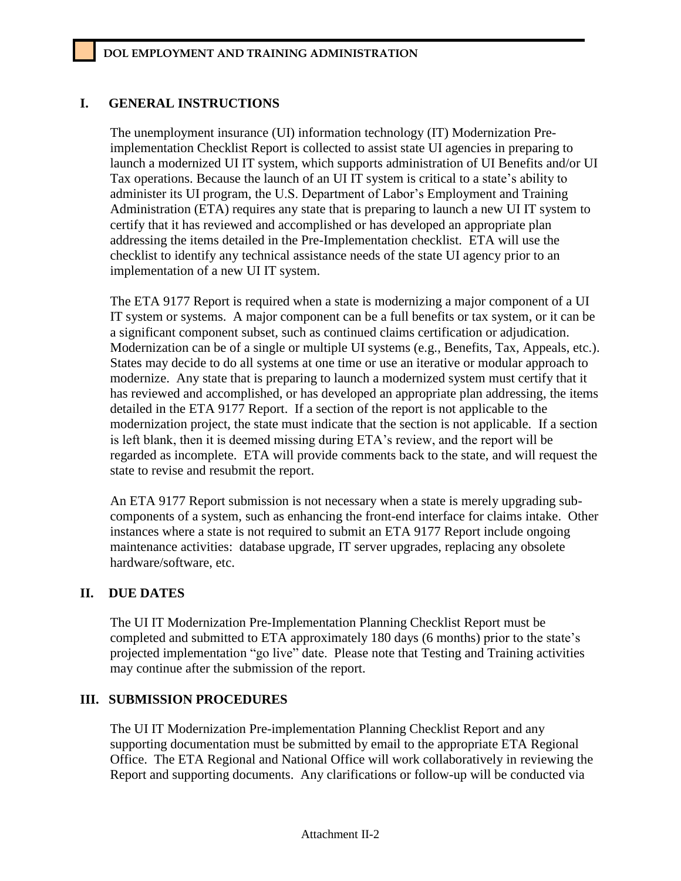## I. GENERAL INSTRUCTIONS

The unemployment insurance (UI) information technology (IT) Modernization Pre-implementation Checklist Report is collected to assist state UI agencies in preparing to launch a modernized UI IT system, which supports administration of UI Benefits and/or UI Tax operations. Because the launch of an UI IT system is critical to a state's ability to administer its UI program, the U.S. Department of Labor's Employment and Training Administration (ETA) requires any state that is preparing to launch a new UI IT system to certify that it has reviewed and accomplished or has developed an appropriate plan addressing the items detailed in the Pre-Implementation checklist. ETA will use the checklist to identify any technical assistance needs of the state UI agency prior to an implementation of a new UI IT system.

The ETA 9177 Report is required when a state is modernizing a major component of a UI IT system or systems. A major component can be a full benefits or tax system, or it can be a significant component subset, such as continued claims certification or adjudication. Modernization can be of a single or multiple UI systems (e.g., Benefits, Tax, Appeals, etc.). States may decide to do all systems at one time or use an iterative or modular approach to modernize. Any state that is preparing to launch a modernized system must certify that it has reviewed and accomplished, or has developed an appropriate plan addressing, the items detailed in the ETA 9177 Report. If a section of the report is not applicable to the modernization project, the state must indicate that the section is not applicable. If a section is left blank, then it is deemed missing during ETA's review, and the report will be regarded as incomplete. ETA will provide comments back to the state, and will request the state to revise and resubmit the report.

An ETA 9177 Report submission is not necessary when a state is merely upgrading sub-components of a system, such as enhancing the front-end interface for claims intake. Other instances where a state is not required to submit an ETA 9177 Report include ongoing maintenance activities: database upgrade, IT server upgrades, replacing any obsolete hardware/software, etc.

## II. DUE DATES

The UI IT Modernization Pre-Implementation Planning Checklist Report must be completed and submitted to ETA approximately 180 days (6 months) prior to the state's projected implementation "go live" date. Please note that Testing and Training activities may continue after the submission of the report.

## III. SUBMISSION PROCEDURES

The UI IT Modernization Pre-implementation Planning Checklist Report and any supporting documentation must be submitted by email to the appropriate ETA Regional Office. The ETA Regional and National Office will work collaboratively in reviewing the Report and supporting documents. Any clarifications or follow-up will be conducted via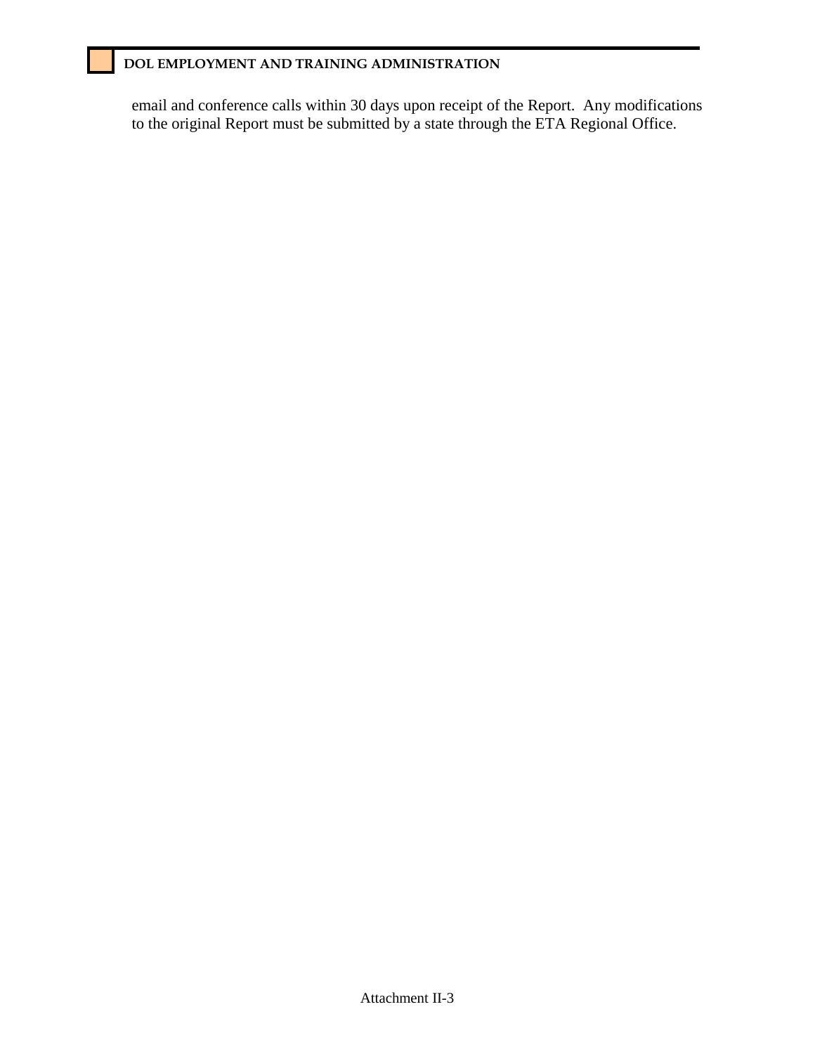email and conference calls within 30 days upon receipt of the Report. Any modifications to the original Report must be submitted by a state through the ETA Regional Office.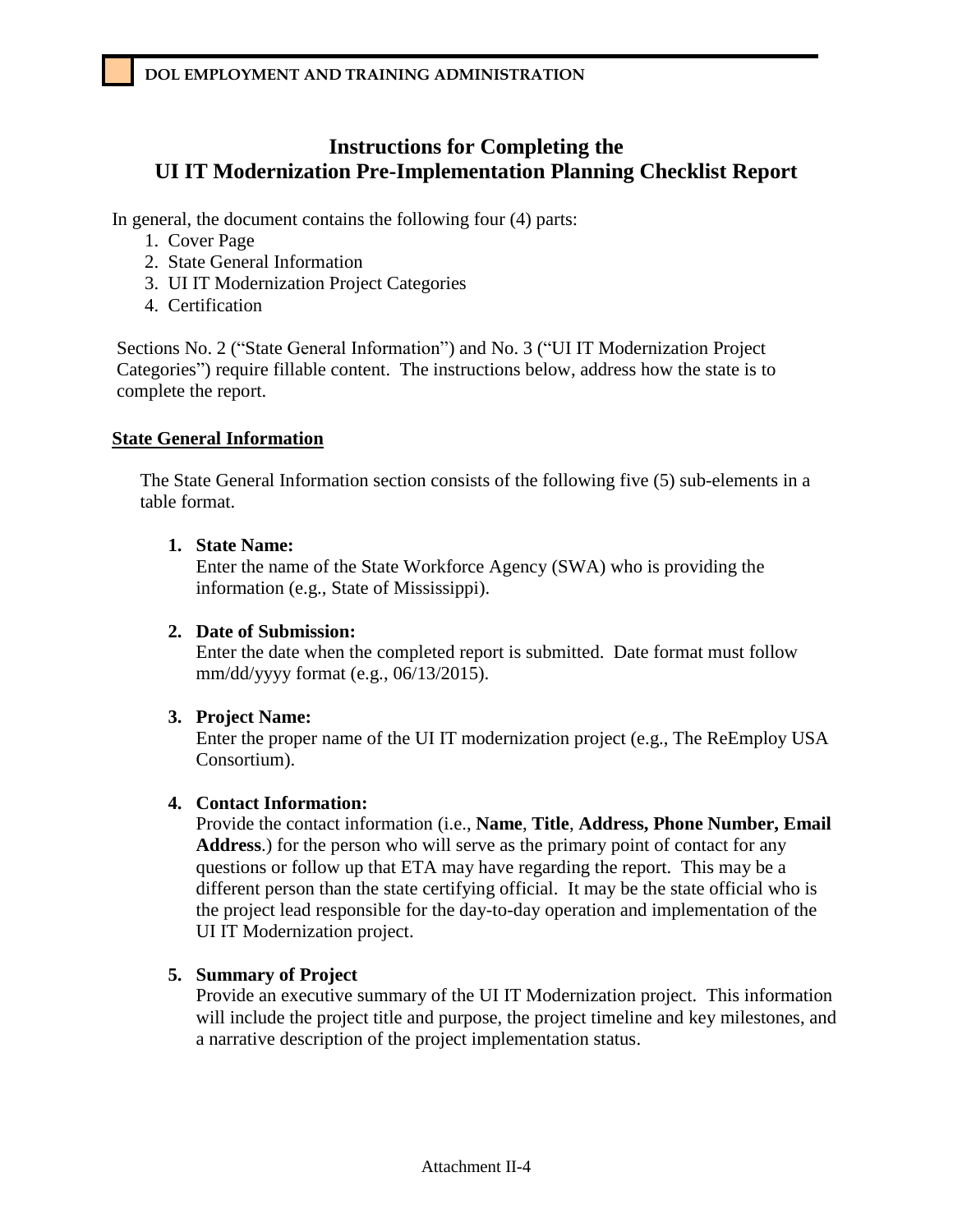# Instructions for Completing the UI IT Modernization Pre-Implementation Planning Checklist Report

In general, the document contains the following four (4) parts:

1. Cover Page
2. State General Information
3. UI IT Modernization Project Categories
4. Certification

Sections No. 2 ("State General Information") and No. 3 ("UI IT Modernization Project Categories") require fillable content. The instructions below, address how the state is to complete the report.

## State General Information

The State General Information section consists of the following five (5) sub-elements in a table format.

1. **State Name:**
   Enter the name of the State Workforce Agency (SWA) who is providing the information (e.g., State of Mississippi).

2. **Date of Submission:**
   Enter the date when the completed report is submitted. Date format must follow mm/dd/yyyy format (e.g., 06/13/2015).

3. **Project Name:**
   Enter the proper name of the UI IT modernization project (e.g., The ReEmploy USA Consortium).

4. **Contact Information:**
   Provide the contact information (i.e., **Name**, **Title**, **Address, Phone Number, Email Address**.) for the person who will serve as the primary point of contact for any questions or follow up that ETA may have regarding the report. This may be a different person than the state certifying official. It may be the state official who is the project lead responsible for the day-to-day operation and implementation of the UI IT Modernization project.

5. **Summary of Project**
   Provide an executive summary of the UI IT Modernization project. This information will include the project title and purpose, the project timeline and key milestones, and a narrative description of the project implementation status.

Attachment II-4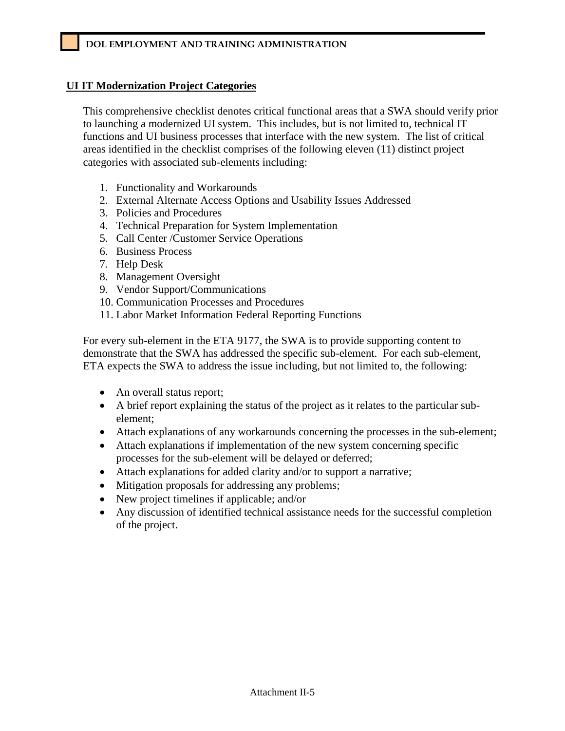## UI IT Modernization Project Categories

This comprehensive checklist denotes critical functional areas that a SWA should verify prior to launching a modernized UI system. This includes, but is not limited to, technical IT functions and UI business processes that interface with the new system. The list of critical areas identified in the checklist comprises of the following eleven (11) distinct project categories with associated sub-elements including:

1. Functionality and Workarounds
2. External Alternate Access Options and Usability Issues Addressed
3. Policies and Procedures
4. Technical Preparation for System Implementation
5. Call Center /Customer Service Operations
6. Business Process
7. Help Desk
8. Management Oversight
9. Vendor Support/Communications
10. Communication Processes and Procedures
11. Labor Market Information Federal Reporting Functions

For every sub-element in the ETA 9177, the SWA is to provide supporting content to demonstrate that the SWA has addressed the specific sub-element. For each sub-element, ETA expects the SWA to address the issue including, but not limited to, the following:

- An overall status report;
- A brief report explaining the status of the project as it relates to the particular sub-element;
- Attach explanations of any workarounds concerning the processes in the sub-element;
- Attach explanations if implementation of the new system concerning specific processes for the sub-element will be delayed or deferred;
- Attach explanations for added clarity and/or to support a narrative;
- Mitigation proposals for addressing any problems;
- New project timelines if applicable; and/or
- Any discussion of identified technical assistance needs for the successful completion of the project.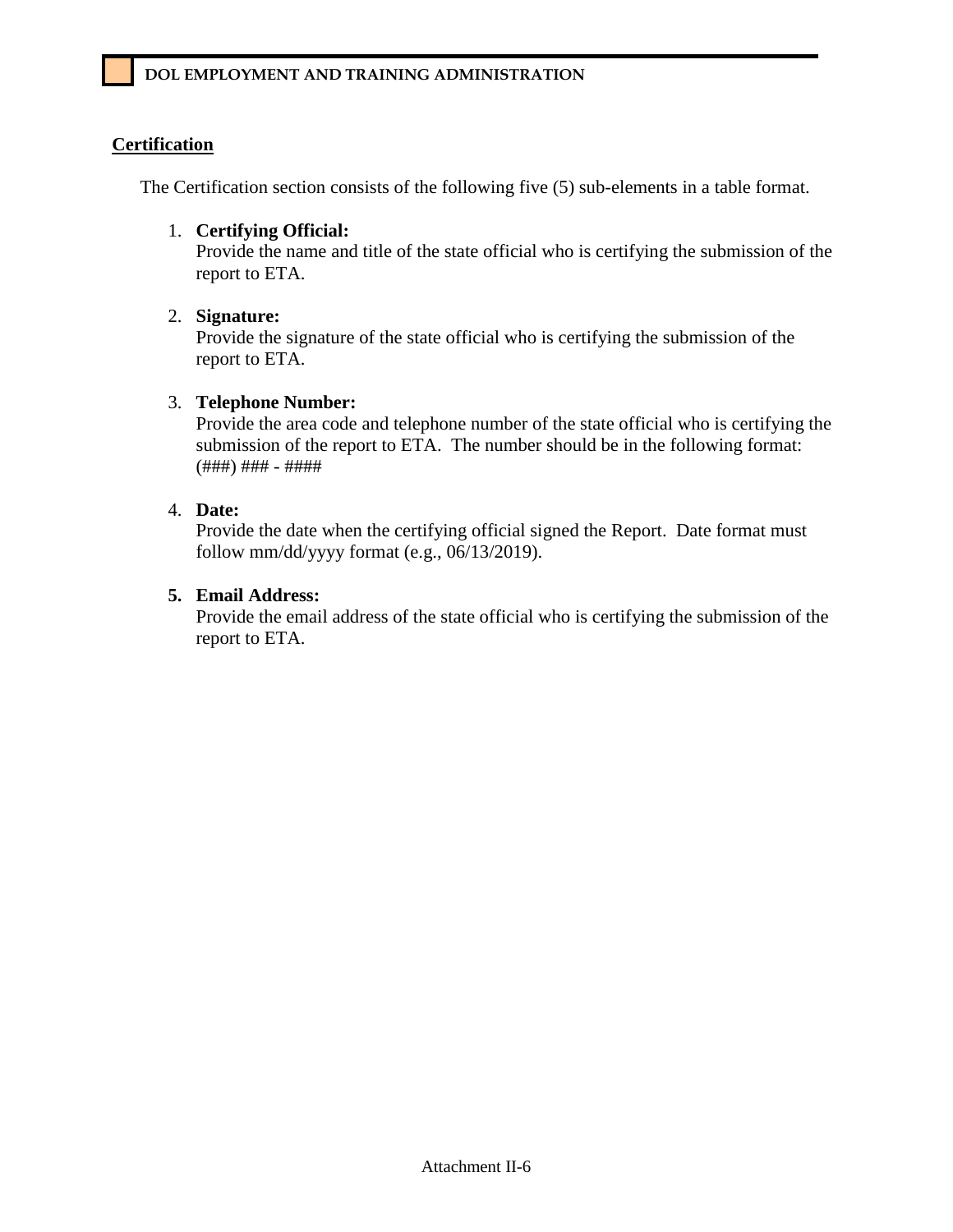## Certification

The Certification section consists of the following five (5) sub-elements in a table format.

1. **Certifying Official:**
   Provide the name and title of the state official who is certifying the submission of the report to ETA.

2. **Signature:**
   Provide the signature of the state official who is certifying the submission of the report to ETA.

3. **Telephone Number:**
   Provide the area code and telephone number of the state official who is certifying the submission of the report to ETA. The number should be in the following format: (###) ### - ####

4. **Date:**
   Provide the date when the certifying official signed the Report. Date format must follow mm/dd/yyyy format (e.g., 06/13/2019).

5. **Email Address:**
   Provide the email address of the state official who is certifying the submission of the report to ETA.